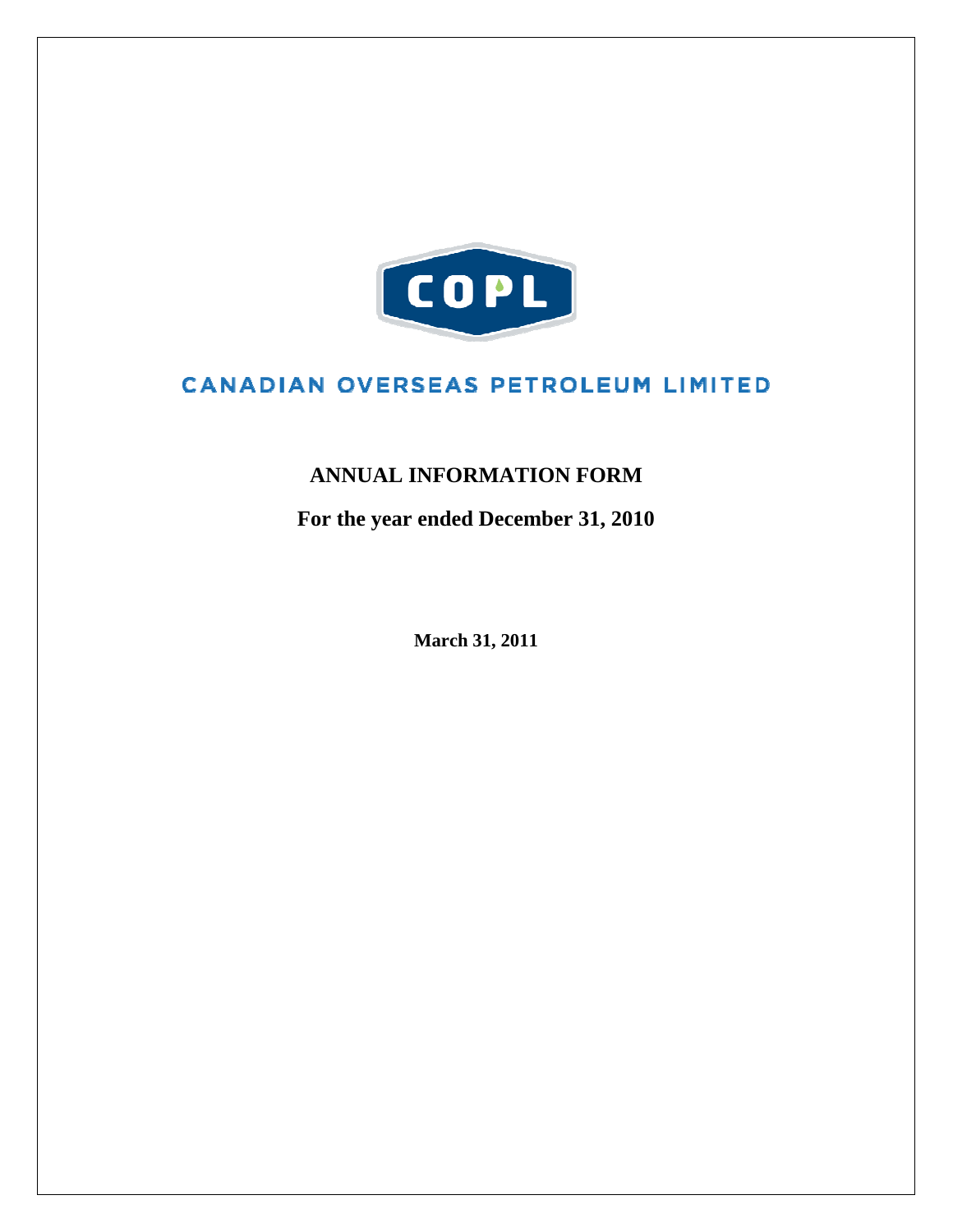COPL

CANADIAN OVERSEAS PETROLEUM LIMITED

# ANNUAL INFORMATION FORM

## For the year ended December 31, 2010

**March 31, 2011**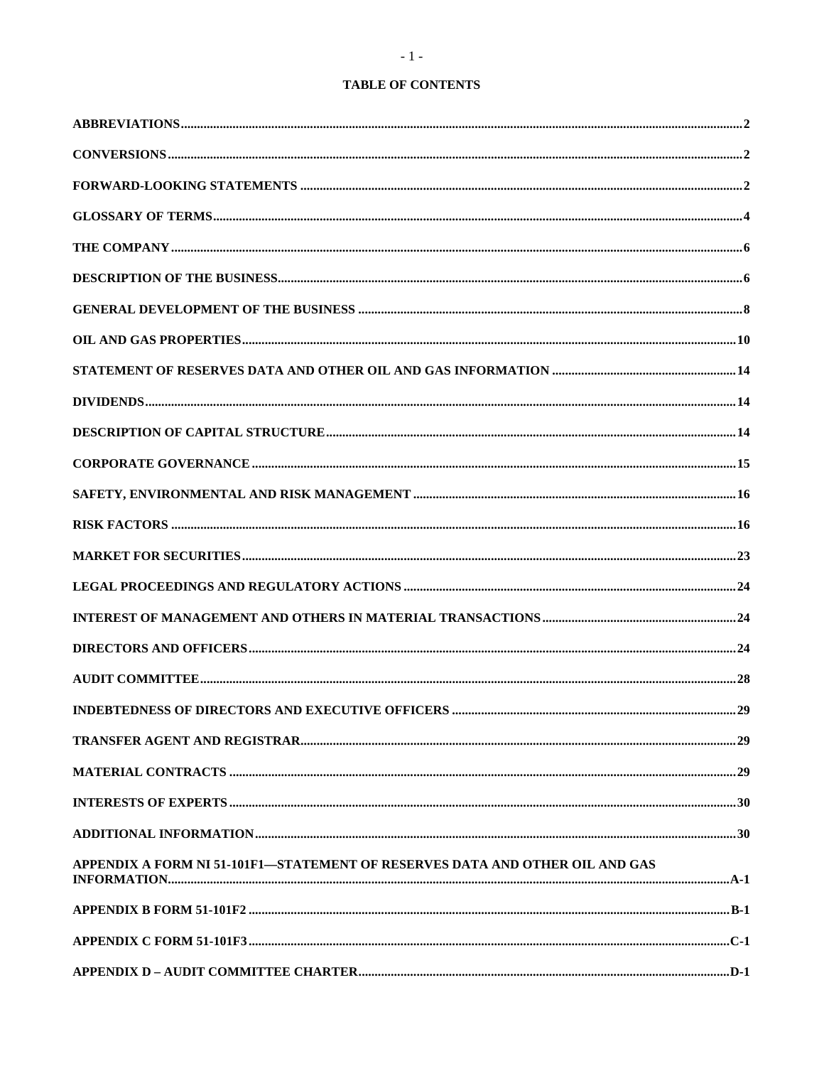# TABLE OF CONTENTS

| | |
|---|---|
| **ABBREVIATIONS** | **2** |
| **CONVERSIONS** | **2** |
| **FORWARD-LOOKING STATEMENTS** | **2** |
| **GLOSSARY OF TERMS** | **4** |
| **THE COMPANY** | **6** |
| **DESCRIPTION OF THE BUSINESS** | **6** |
| **GENERAL DEVELOPMENT OF THE BUSINESS** | **8** |
| **OIL AND GAS PROPERTIES** | **10** |
| **STATEMENT OF RESERVES DATA AND OTHER OIL AND GAS INFORMATION** | **14** |
| **DIVIDENDS** | **14** |
| **DESCRIPTION OF CAPITAL STRUCTURE** | **14** |
| **CORPORATE GOVERNANCE** | **15** |
| **SAFETY, ENVIRONMENTAL AND RISK MANAGEMENT** | **16** |
| **RISK FACTORS** | **16** |
| **MARKET FOR SECURITIES** | **23** |
| **LEGAL PROCEEDINGS AND REGULATORY ACTIONS** | **24** |
| **INTEREST OF MANAGEMENT AND OTHERS IN MATERIAL TRANSACTIONS** | **24** |
| **DIRECTORS AND OFFICERS** | **24** |
| **AUDIT COMMITTEE** | **28** |
| **INDEBTEDNESS OF DIRECTORS AND EXECUTIVE OFFICERS** | **29** |
| **TRANSFER AGENT AND REGISTRAR** | **29** |
| **MATERIAL CONTRACTS** | **29** |
| **INTERESTS OF EXPERTS** | **30** |
| **ADDITIONAL INFORMATION** | **30** |
| **APPENDIX A FORM NI 51-101F1—STATEMENT OF RESERVES DATA AND OTHER OIL AND GAS INFORMATION** | **A-1** |
| **APPENDIX B FORM 51-101F2** | **B-1** |
| **APPENDIX C FORM 51-101F3** | **C-1** |
| **APPENDIX D – AUDIT COMMITTEE CHARTER** | **D-1** |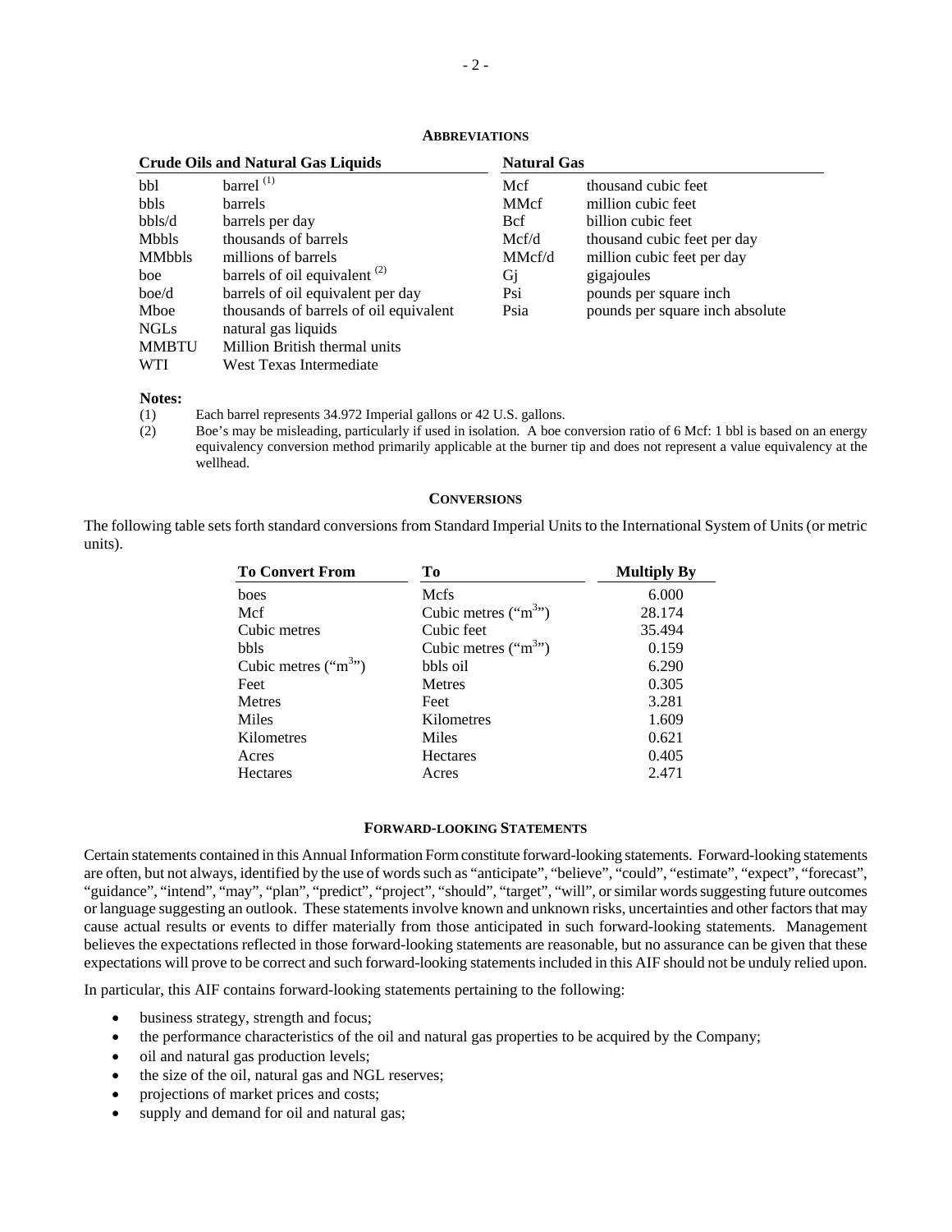## ABBREVIATIONS

| Crude Oils and Natural Gas Liquids | | Natural Gas | |
|---|---|---|---|
| bbl | barrel [(1)] | Mcf | thousand cubic feet |
| bbls | barrels | MMcf | million cubic feet |
| bbls/d | barrels per day | Bcf | billion cubic feet |
| Mbbls | thousands of barrels | Mcf/d | thousand cubic feet per day |
| MMbbls | millions of barrels | MMcf/d | million cubic feet per day |
| boe | barrels of oil equivalent [(2)] | Gj | gigajoules |
| boe/d | barrels of oil equivalent per day | Psi | pounds per square inch |
| Mboe | thousands of barrels of oil equivalent | Psia | pounds per square inch absolute |
| NGLs | natural gas liquids | | |
| MMBTU | Million British thermal units | | |
| WTI | West Texas Intermediate | | |

**Notes:**

(1) Each barrel represents 34.972 Imperial gallons or 42 U.S. gallons.

(2) Boe's may be misleading, particularly if used in isolation. A boe conversion ratio of 6 Mcf: 1 bbl is based on an energy equivalency conversion method primarily applicable at the burner tip and does not represent a value equivalency at the wellhead.

## CONVERSIONS

The following table sets forth standard conversions from Standard Imperial Units to the International System of Units (or metric units).

| To Convert From | To | Multiply By |
|---|---|---|
| boes | Mcfs | 6.000 |
| Mcf | Cubic metres ("$m^3$") | 28.174 |
| Cubic metres | Cubic feet | 35.494 |
| bbls | Cubic metres ("$m^3$") | 0.159 |
| Cubic metres ("$m^3$") | bbls oil | 6.290 |
| Feet | Metres | 0.305 |
| Metres | Feet | 3.281 |
| Miles | Kilometres | 1.609 |
| Kilometres | Miles | 0.621 |
| Acres | Hectares | 0.405 |
| Hectares | Acres | 2.471 |

## FORWARD-LOOKING STATEMENTS

Certain statements contained in this Annual Information Form constitute forward-looking statements. Forward-looking statements are often, but not always, identified by the use of words such as "anticipate", "believe", "could", "estimate", "expect", "forecast", "guidance", "intend", "may", "plan", "predict", "project", "should", "target", "will", or similar words suggesting future outcomes or language suggesting an outlook. These statements involve known and unknown risks, uncertainties and other factors that may cause actual results or events to differ materially from those anticipated in such forward-looking statements. Management believes the expectations reflected in those forward-looking statements are reasonable, but no assurance can be given that these expectations will prove to be correct and such forward-looking statements included in this AIF should not be unduly relied upon.

In particular, this AIF contains forward-looking statements pertaining to the following:

- business strategy, strength and focus;
- the performance characteristics of the oil and natural gas properties to be acquired by the Company;
- oil and natural gas production levels;
- the size of the oil, natural gas and NGL reserves;
- projections of market prices and costs;
- supply and demand for oil and natural gas;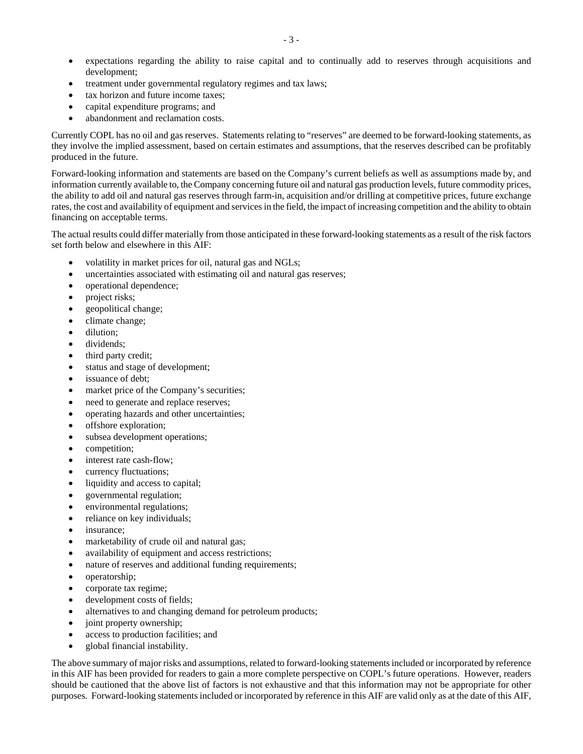- expectations regarding the ability to raise capital and to continually add to reserves through acquisitions and development;
- treatment under governmental regulatory regimes and tax laws;
- tax horizon and future income taxes;
- capital expenditure programs; and
- abandonment and reclamation costs.

Currently COPL has no oil and gas reserves. Statements relating to "reserves" are deemed to be forward-looking statements, as they involve the implied assessment, based on certain estimates and assumptions, that the reserves described can be profitably produced in the future.

Forward-looking information and statements are based on the Company's current beliefs as well as assumptions made by, and information currently available to, the Company concerning future oil and natural gas production levels, future commodity prices, the ability to add oil and natural gas reserves through farm-in, acquisition and/or drilling at competitive prices, future exchange rates, the cost and availability of equipment and services in the field, the impact of increasing competition and the ability to obtain financing on acceptable terms.

The actual results could differ materially from those anticipated in these forward-looking statements as a result of the risk factors set forth below and elsewhere in this AIF:

- volatility in market prices for oil, natural gas and NGLs;
- uncertainties associated with estimating oil and natural gas reserves;
- operational dependence;
- project risks;
- geopolitical change;
- climate change;
- dilution;
- dividends;
- third party credit;
- status and stage of development;
- issuance of debt;
- market price of the Company's securities;
- need to generate and replace reserves;
- operating hazards and other uncertainties;
- offshore exploration;
- subsea development operations;
- competition;
- interest rate cash-flow;
- currency fluctuations;
- liquidity and access to capital;
- governmental regulation;
- environmental regulations;
- reliance on key individuals;
- insurance;
- marketability of crude oil and natural gas;
- availability of equipment and access restrictions;
- nature of reserves and additional funding requirements;
- operatorship;
- corporate tax regime;
- development costs of fields;
- alternatives to and changing demand for petroleum products;
- joint property ownership;
- access to production facilities; and
- global financial instability.

The above summary of major risks and assumptions, related to forward-looking statements included or incorporated by reference in this AIF has been provided for readers to gain a more complete perspective on COPL's future operations. However, readers should be cautioned that the above list of factors is not exhaustive and that this information may not be appropriate for other purposes. Forward-looking statements included or incorporated by reference in this AIF are valid only as at the date of this AIF,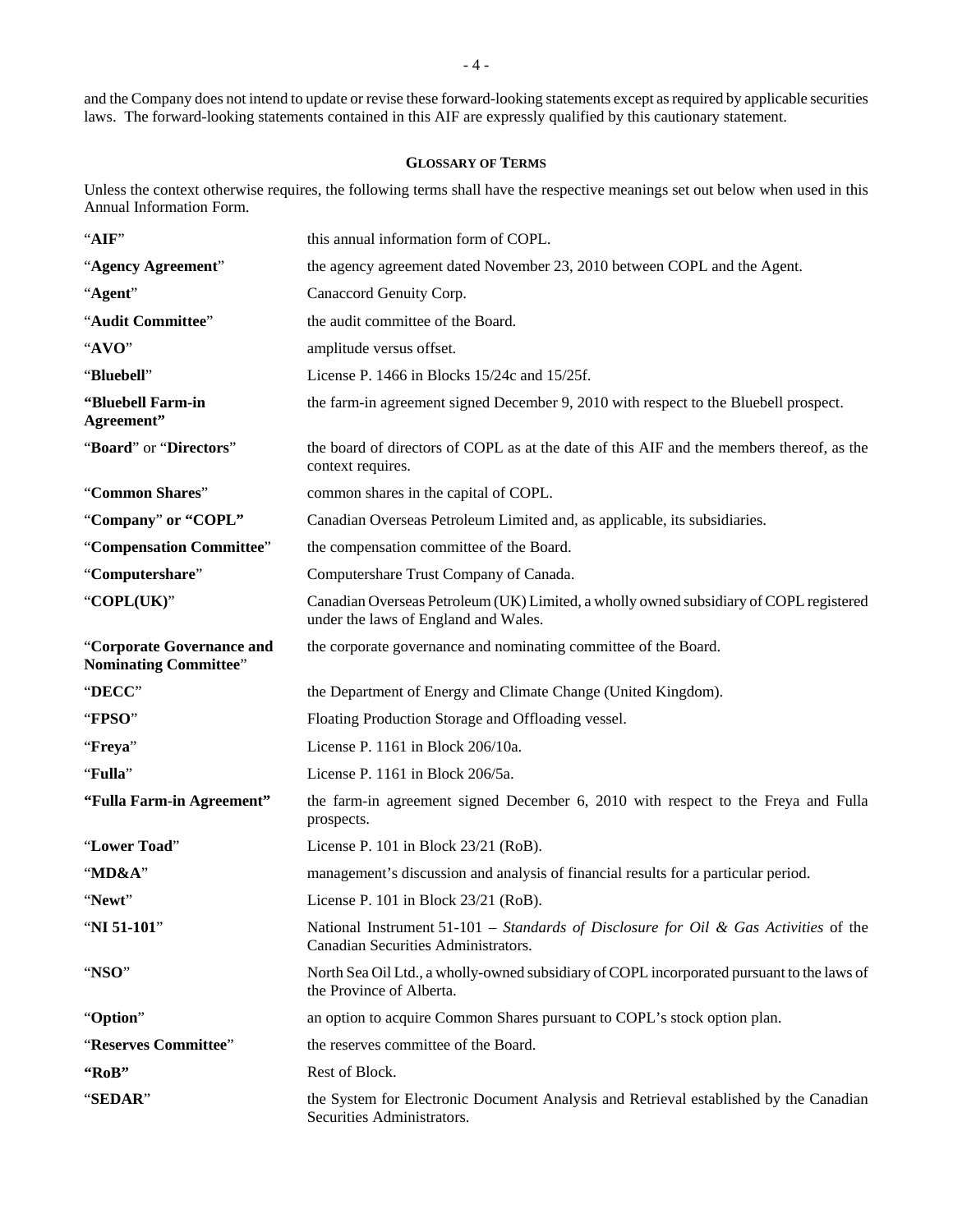and the Company does not intend to update or revise these forward-looking statements except as required by applicable securities laws. The forward-looking statements contained in this AIF are expressly qualified by this cautionary statement.

## GLOSSARY OF TERMS

Unless the context otherwise requires, the following terms shall have the respective meanings set out below when used in this Annual Information Form.

| | |
|---|---|
| "**AIF**" | this annual information form of COPL. |
| "**Agency Agreement**" | the agency agreement dated November 23, 2010 between COPL and the Agent. |
| "**Agent**" | Canaccord Genuity Corp. |
| "**Audit Committee**" | the audit committee of the Board. |
| "**AVO**" | amplitude versus offset. |
| "**Bluebell**" | License P. 1466 in Blocks 15/24c and 15/25f. |
| **"Bluebell Farm-in Agreement"** | the farm-in agreement signed December 9, 2010 with respect to the Bluebell prospect. |
| "**Board**" or "**Directors**" | the board of directors of COPL as at the date of this AIF and the members thereof, as the context requires. |
| "**Common Shares**" | common shares in the capital of COPL. |
| "**Company**" or **"COPL"** | Canadian Overseas Petroleum Limited and, as applicable, its subsidiaries. |
| "**Compensation Committee**" | the compensation committee of the Board. |
| "**Computershare**" | Computershare Trust Company of Canada. |
| "**COPL(UK)**" | Canadian Overseas Petroleum (UK) Limited, a wholly owned subsidiary of COPL registered under the laws of England and Wales. |
| "**Corporate Governance and Nominating Committee**" | the corporate governance and nominating committee of the Board. |
| "**DECC**" | the Department of Energy and Climate Change (United Kingdom). |
| "**FPSO**" | Floating Production Storage and Offloading vessel. |
| "**Freya**" | License P. 1161 in Block 206/10a. |
| "**Fulla**" | License P. 1161 in Block 206/5a. |
| **"Fulla Farm-in Agreement"** | the farm-in agreement signed December 6, 2010 with respect to the Freya and Fulla prospects. |
| "**Lower Toad**" | License P. 101 in Block 23/21 (RoB). |
| "**MD&A**" | management's discussion and analysis of financial results for a particular period. |
| "**Newt**" | License P. 101 in Block 23/21 (RoB). |
| "**NI 51-101**" | National Instrument 51-101 – *Standards of Disclosure for Oil & Gas Activities* of the Canadian Securities Administrators. |
| "**NSO**" | North Sea Oil Ltd., a wholly-owned subsidiary of COPL incorporated pursuant to the laws of the Province of Alberta. |
| "**Option**" | an option to acquire Common Shares pursuant to COPL's stock option plan. |
| "**Reserves Committee**" | the reserves committee of the Board. |
| **"RoB"** | Rest of Block. |
| "**SEDAR**" | the System for Electronic Document Analysis and Retrieval established by the Canadian Securities Administrators. |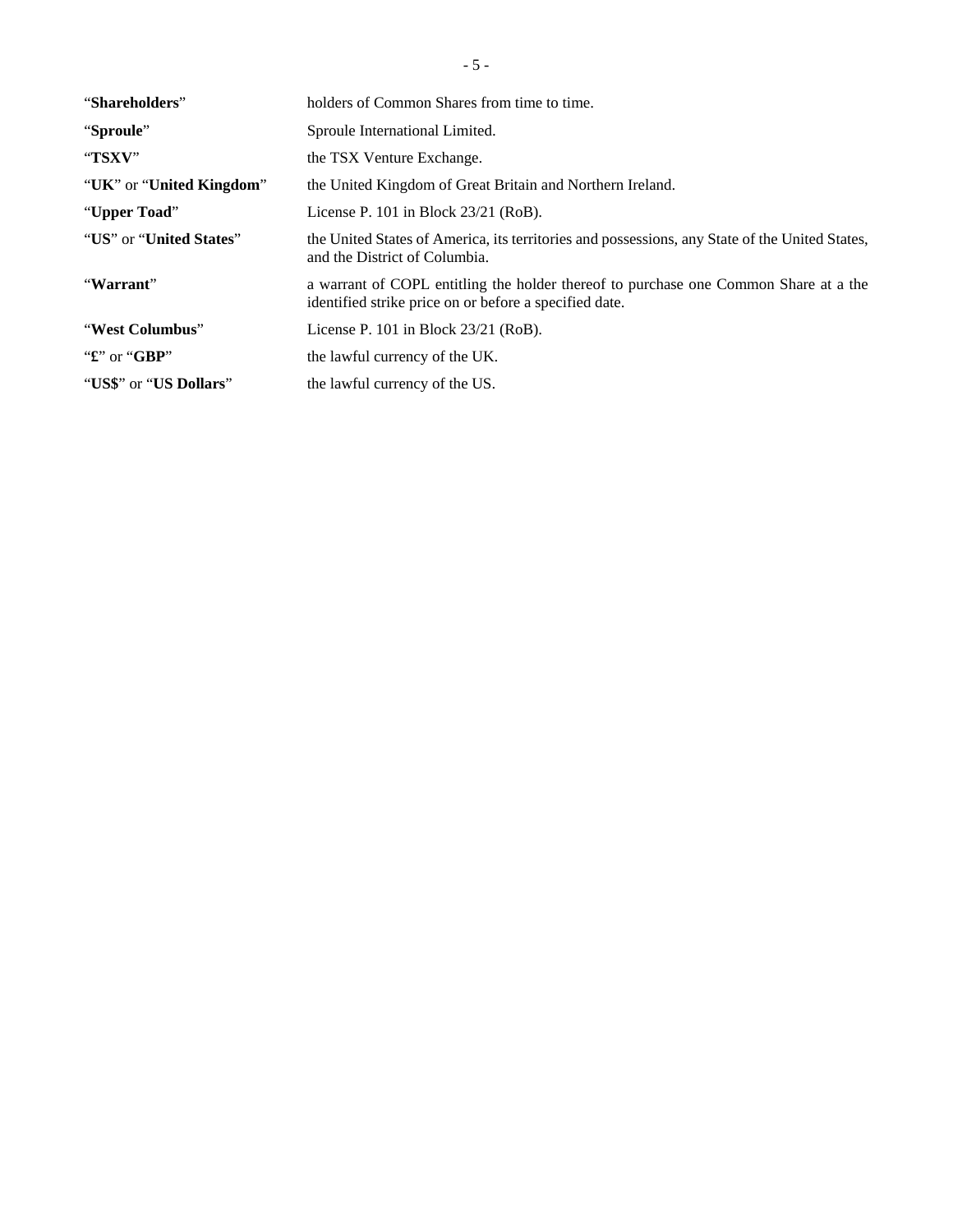| | |
|---|---|
| “**Shareholders**” | holders of Common Shares from time to time. |
| “**Sproule**” | Sproule International Limited. |
| “**TSXV**” | the TSX Venture Exchange. |
| “**UK**” or “**United Kingdom**” | the United Kingdom of Great Britain and Northern Ireland. |
| “**Upper Toad**” | License P. 101 in Block 23/21 (RoB). |
| “**US**” or “**United States**” | the United States of America, its territories and possessions, any State of the United States, and the District of Columbia. |
| “**Warrant**” | a warrant of COPL entitling the holder thereof to purchase one Common Share at a the identified strike price on or before a specified date. |
| “**West Columbus**” | License P. 101 in Block 23/21 (RoB). |
| “**£**” or “**GBP**” | the lawful currency of the UK. |
| “**US$**” or “**US Dollars**” | the lawful currency of the US. |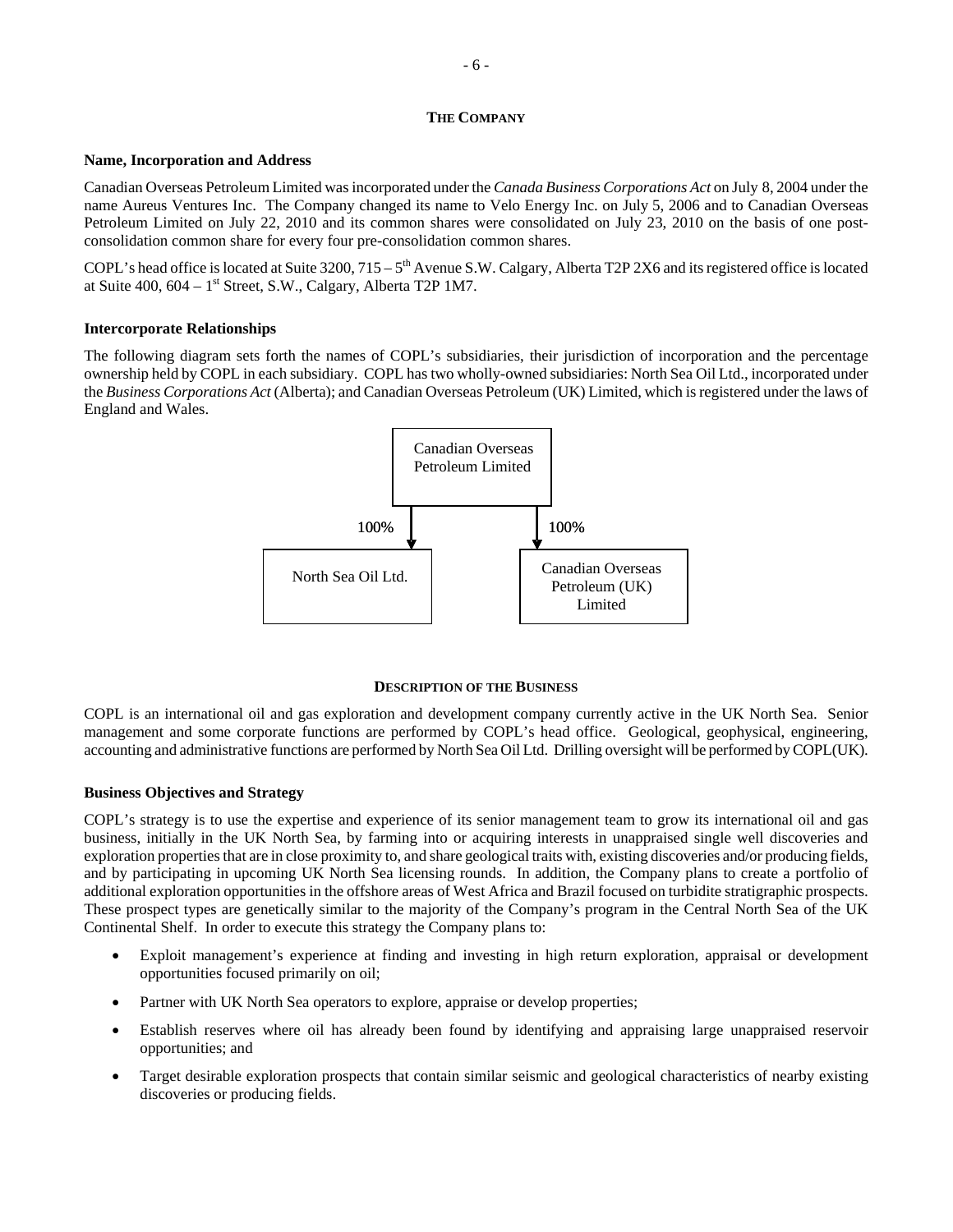# THE COMPANY

### Name, Incorporation and Address

Canadian Overseas Petroleum Limited was incorporated under the *Canada Business Corporations Act* on July 8, 2004 under the name Aureus Ventures Inc. The Company changed its name to Velo Energy Inc. on July 5, 2006 and to Canadian Overseas Petroleum Limited on July 22, 2010 and its common shares were consolidated on July 23, 2010 on the basis of one post-consolidation common share for every four pre-consolidation common shares.

COPL's head office is located at Suite 3200, 715 – 5th Avenue S.W. Calgary, Alberta T2P 2X6 and its registered office is located at Suite 400, 604 – 1st Street, S.W., Calgary, Alberta T2P 1M7.

### Intercorporate Relationships

The following diagram sets forth the names of COPL's subsidiaries, their jurisdiction of incorporation and the percentage ownership held by COPL in each subsidiary. COPL has two wholly-owned subsidiaries: North Sea Oil Ltd., incorporated under the *Business Corporations Act* (Alberta); and Canadian Overseas Petroleum (UK) Limited, which is registered under the laws of England and Wales.

Canadian Overseas Petroleum Limited

100% → North Sea Oil Ltd.

100% → Canadian Overseas Petroleum (UK) Limited

# DESCRIPTION OF THE BUSINESS

COPL is an international oil and gas exploration and development company currently active in the UK North Sea. Senior management and some corporate functions are performed by COPL's head office. Geological, geophysical, engineering, accounting and administrative functions are performed by North Sea Oil Ltd. Drilling oversight will be performed by COPL(UK).

### Business Objectives and Strategy

COPL's strategy is to use the expertise and experience of its senior management team to grow its international oil and gas business, initially in the UK North Sea, by farming into or acquiring interests in unappraised single well discoveries and exploration properties that are in close proximity to, and share geological traits with, existing discoveries and/or producing fields, and by participating in upcoming UK North Sea licensing rounds. In addition, the Company plans to create a portfolio of additional exploration opportunities in the offshore areas of West Africa and Brazil focused on turbidite stratigraphic prospects. These prospect types are genetically similar to the majority of the Company's program in the Central North Sea of the UK Continental Shelf. In order to execute this strategy the Company plans to:

- Exploit management's experience at finding and investing in high return exploration, appraisal or development opportunities focused primarily on oil;
- Partner with UK North Sea operators to explore, appraise or develop properties;
- Establish reserves where oil has already been found by identifying and appraising large unappraised reservoir opportunities; and
- Target desirable exploration prospects that contain similar seismic and geological characteristics of nearby existing discoveries or producing fields.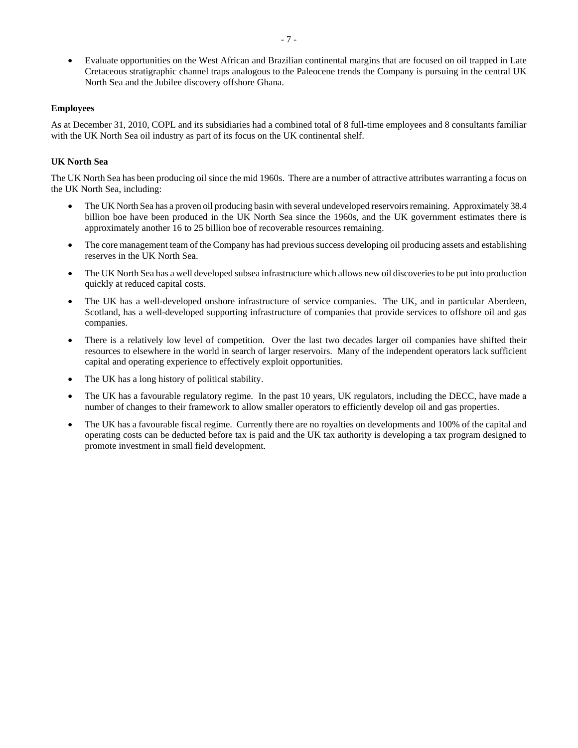- Evaluate opportunities on the West African and Brazilian continental margins that are focused on oil trapped in Late Cretaceous stratigraphic channel traps analogous to the Paleocene trends the Company is pursuing in the central UK North Sea and the Jubilee discovery offshore Ghana.

**Employees**

As at December 31, 2010, COPL and its subsidiaries had a combined total of 8 full-time employees and 8 consultants familiar with the UK North Sea oil industry as part of its focus on the UK continental shelf.

**UK North Sea**

The UK North Sea has been producing oil since the mid 1960s. There are a number of attractive attributes warranting a focus on the UK North Sea, including:

- The UK North Sea has a proven oil producing basin with several undeveloped reservoirs remaining. Approximately 38.4 billion boe have been produced in the UK North Sea since the 1960s, and the UK government estimates there is approximately another 16 to 25 billion boe of recoverable resources remaining.
- The core management team of the Company has had previous success developing oil producing assets and establishing reserves in the UK North Sea.
- The UK North Sea has a well developed subsea infrastructure which allows new oil discoveries to be put into production quickly at reduced capital costs.
- The UK has a well-developed onshore infrastructure of service companies. The UK, and in particular Aberdeen, Scotland, has a well-developed supporting infrastructure of companies that provide services to offshore oil and gas companies.
- There is a relatively low level of competition. Over the last two decades larger oil companies have shifted their resources to elsewhere in the world in search of larger reservoirs. Many of the independent operators lack sufficient capital and operating experience to effectively exploit opportunities.
- The UK has a long history of political stability.
- The UK has a favourable regulatory regime. In the past 10 years, UK regulators, including the DECC, have made a number of changes to their framework to allow smaller operators to efficiently develop oil and gas properties.
- The UK has a favourable fiscal regime. Currently there are no royalties on developments and 100% of the capital and operating costs can be deducted before tax is paid and the UK tax authority is developing a tax program designed to promote investment in small field development.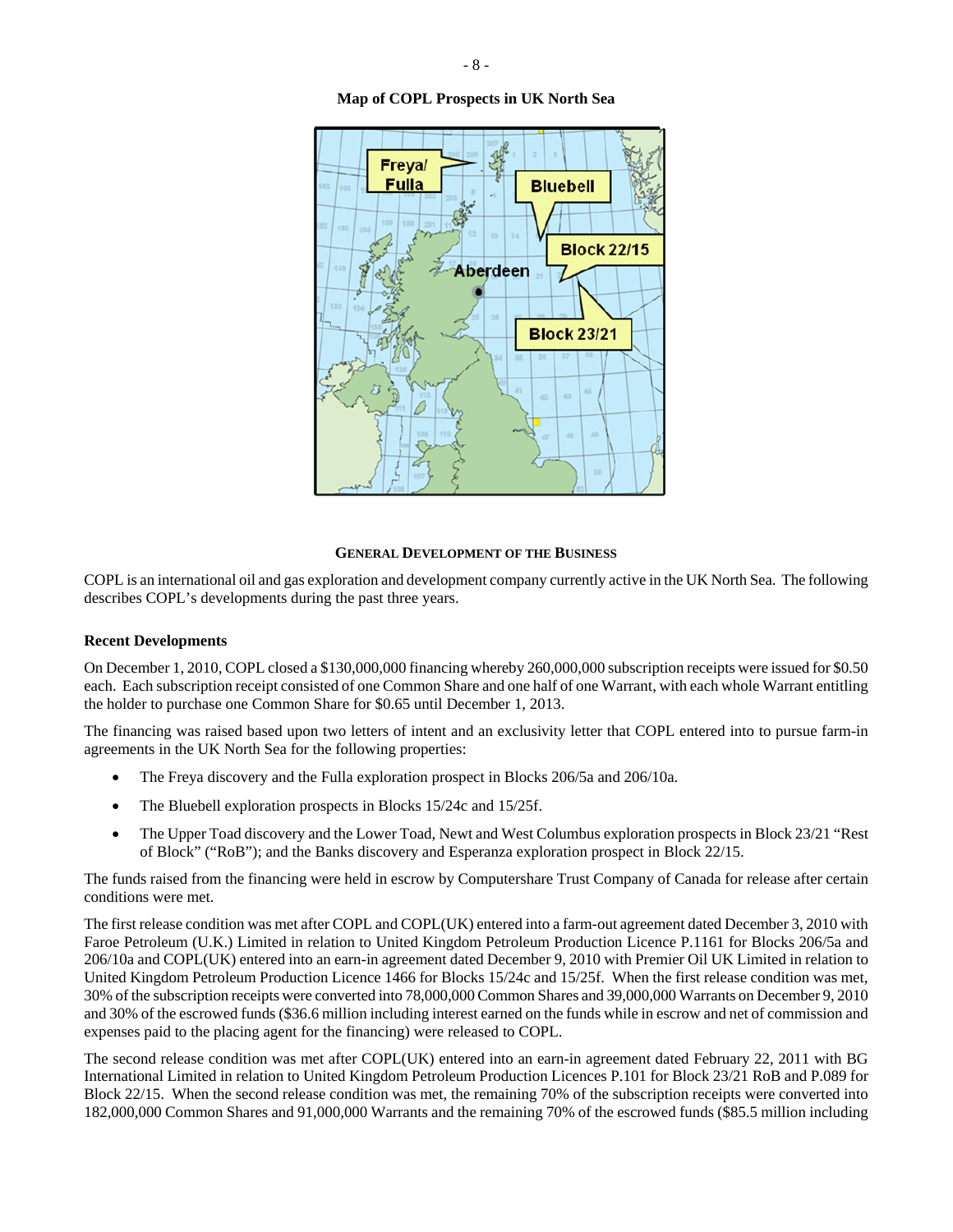**Map of COPL Prospects in UK North Sea**

### GENERAL DEVELOPMENT OF THE BUSINESS

COPL is an international oil and gas exploration and development company currently active in the UK North Sea. The following describes COPL's developments during the past three years.

**Recent Developments**

On December 1, 2010, COPL closed a $130,000,000 financing whereby 260,000,000 subscription receipts were issued for $0.50 each. Each subscription receipt consisted of one Common Share and one half of one Warrant, with each whole Warrant entitling the holder to purchase one Common Share for $0.65 until December 1, 2013.

The financing was raised based upon two letters of intent and an exclusivity letter that COPL entered into to pursue farm-in agreements in the UK North Sea for the following properties:

- The Freya discovery and the Fulla exploration prospect in Blocks 206/5a and 206/10a.
- The Bluebell exploration prospects in Blocks 15/24c and 15/25f.
- The Upper Toad discovery and the Lower Toad, Newt and West Columbus exploration prospects in Block 23/21 "Rest of Block" ("RoB"); and the Banks discovery and Esperanza exploration prospect in Block 22/15.

The funds raised from the financing were held in escrow by Computershare Trust Company of Canada for release after certain conditions were met.

The first release condition was met after COPL and COPL(UK) entered into a farm-out agreement dated December 3, 2010 with Faroe Petroleum (U.K.) Limited in relation to United Kingdom Petroleum Production Licence P.1161 for Blocks 206/5a and 206/10a and COPL(UK) entered into an earn-in agreement dated December 9, 2010 with Premier Oil UK Limited in relation to United Kingdom Petroleum Production Licence 1466 for Blocks 15/24c and 15/25f. When the first release condition was met, 30% of the subscription receipts were converted into 78,000,000 Common Shares and 39,000,000 Warrants on December 9, 2010 and 30% of the escrowed funds ($36.6 million including interest earned on the funds while in escrow and net of commission and expenses paid to the placing agent for the financing) were released to COPL.

The second release condition was met after COPL(UK) entered into an earn-in agreement dated February 22, 2011 with BG International Limited in relation to United Kingdom Petroleum Production Licences P.101 for Block 23/21 RoB and P.089 for Block 22/15. When the second release condition was met, the remaining 70% of the subscription receipts were converted into 182,000,000 Common Shares and 91,000,000 Warrants and the remaining 70% of the escrowed funds ($85.5 million including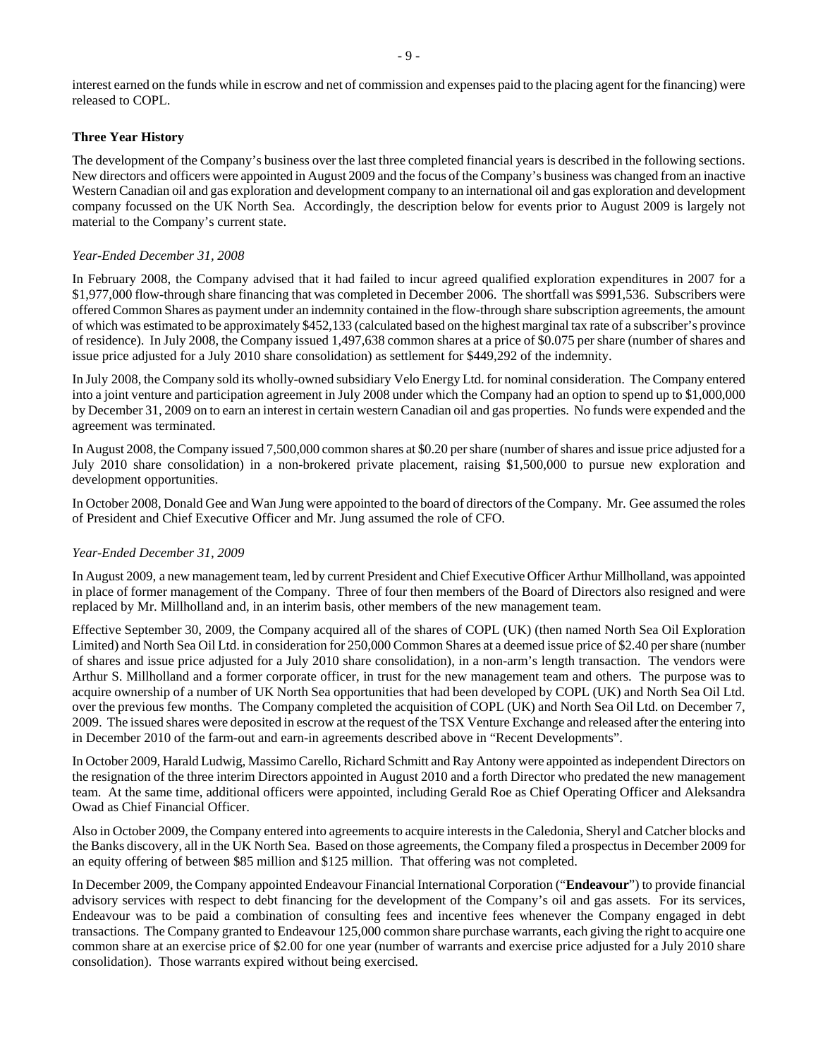interest earned on the funds while in escrow and net of commission and expenses paid to the placing agent for the financing) were released to COPL.

**Three Year History**

The development of the Company's business over the last three completed financial years is described in the following sections. New directors and officers were appointed in August 2009 and the focus of the Company's business was changed from an inactive Western Canadian oil and gas exploration and development company to an international oil and gas exploration and development company focussed on the UK North Sea. Accordingly, the description below for events prior to August 2009 is largely not material to the Company's current state.

*Year-Ended December 31, 2008*

In February 2008, the Company advised that it had failed to incur agreed qualified exploration expenditures in 2007 for a $1,977,000 flow-through share financing that was completed in December 2006. The shortfall was $991,536. Subscribers were offered Common Shares as payment under an indemnity contained in the flow-through share subscription agreements, the amount of which was estimated to be approximately $452,133 (calculated based on the highest marginal tax rate of a subscriber's province of residence). In July 2008, the Company issued 1,497,638 common shares at a price of $0.075 per share (number of shares and issue price adjusted for a July 2010 share consolidation) as settlement for $449,292 of the indemnity.

In July 2008, the Company sold its wholly-owned subsidiary Velo Energy Ltd. for nominal consideration. The Company entered into a joint venture and participation agreement in July 2008 under which the Company had an option to spend up to $1,000,000 by December 31, 2009 on to earn an interest in certain western Canadian oil and gas properties. No funds were expended and the agreement was terminated.

In August 2008, the Company issued 7,500,000 common shares at $0.20 per share (number of shares and issue price adjusted for a July 2010 share consolidation) in a non-brokered private placement, raising $1,500,000 to pursue new exploration and development opportunities.

In October 2008, Donald Gee and Wan Jung were appointed to the board of directors of the Company. Mr. Gee assumed the roles of President and Chief Executive Officer and Mr. Jung assumed the role of CFO.

*Year-Ended December 31, 2009*

In August 2009, a new management team, led by current President and Chief Executive Officer Arthur Millholland, was appointed in place of former management of the Company. Three of four then members of the Board of Directors also resigned and were replaced by Mr. Millholland and, in an interim basis, other members of the new management team.

Effective September 30, 2009, the Company acquired all of the shares of COPL (UK) (then named North Sea Oil Exploration Limited) and North Sea Oil Ltd. in consideration for 250,000 Common Shares at a deemed issue price of $2.40 per share (number of shares and issue price adjusted for a July 2010 share consolidation), in a non-arm's length transaction. The vendors were Arthur S. Millholland and a former corporate officer, in trust for the new management team and others. The purpose was to acquire ownership of a number of UK North Sea opportunities that had been developed by COPL (UK) and North Sea Oil Ltd. over the previous few months. The Company completed the acquisition of COPL (UK) and North Sea Oil Ltd. on December 7, 2009. The issued shares were deposited in escrow at the request of the TSX Venture Exchange and released after the entering into in December 2010 of the farm-out and earn-in agreements described above in "Recent Developments".

In October 2009, Harald Ludwig, Massimo Carello, Richard Schmitt and Ray Antony were appointed as independent Directors on the resignation of the three interim Directors appointed in August 2010 and a forth Director who predated the new management team. At the same time, additional officers were appointed, including Gerald Roe as Chief Operating Officer and Aleksandra Owad as Chief Financial Officer.

Also in October 2009, the Company entered into agreements to acquire interests in the Caledonia, Sheryl and Catcher blocks and the Banks discovery, all in the UK North Sea. Based on those agreements, the Company filed a prospectus in December 2009 for an equity offering of between $85 million and $125 million. That offering was not completed.

In December 2009, the Company appointed Endeavour Financial International Corporation ("**Endeavour**") to provide financial advisory services with respect to debt financing for the development of the Company's oil and gas assets. For its services, Endeavour was to be paid a combination of consulting fees and incentive fees whenever the Company engaged in debt transactions. The Company granted to Endeavour 125,000 common share purchase warrants, each giving the right to acquire one common share at an exercise price of $2.00 for one year (number of warrants and exercise price adjusted for a July 2010 share consolidation). Those warrants expired without being exercised.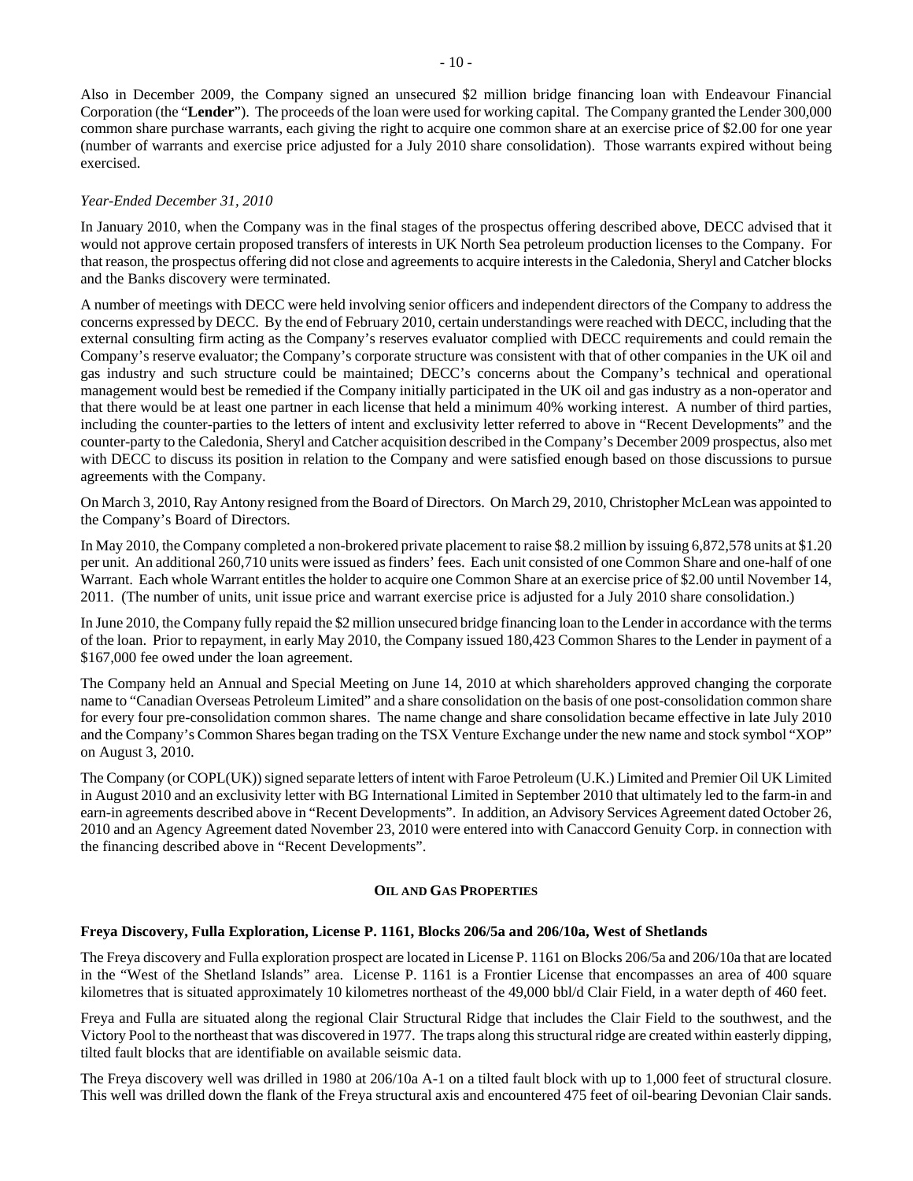Also in December 2009, the Company signed an unsecured $2 million bridge financing loan with Endeavour Financial Corporation (the "**Lender**"). The proceeds of the loan were used for working capital. The Company granted the Lender 300,000 common share purchase warrants, each giving the right to acquire one common share at an exercise price of $2.00 for one year (number of warrants and exercise price adjusted for a July 2010 share consolidation). Those warrants expired without being exercised.

*Year-Ended December 31, 2010*

In January 2010, when the Company was in the final stages of the prospectus offering described above, DECC advised that it would not approve certain proposed transfers of interests in UK North Sea petroleum production licenses to the Company. For that reason, the prospectus offering did not close and agreements to acquire interests in the Caledonia, Sheryl and Catcher blocks and the Banks discovery were terminated.

A number of meetings with DECC were held involving senior officers and independent directors of the Company to address the concerns expressed by DECC. By the end of February 2010, certain understandings were reached with DECC, including that the external consulting firm acting as the Company's reserves evaluator complied with DECC requirements and could remain the Company's reserve evaluator; the Company's corporate structure was consistent with that of other companies in the UK oil and gas industry and such structure could be maintained; DECC's concerns about the Company's technical and operational management would best be remedied if the Company initially participated in the UK oil and gas industry as a non-operator and that there would be at least one partner in each license that held a minimum 40% working interest. A number of third parties, including the counter-parties to the letters of intent and exclusivity letter referred to above in "Recent Developments" and the counter-party to the Caledonia, Sheryl and Catcher acquisition described in the Company's December 2009 prospectus, also met with DECC to discuss its position in relation to the Company and were satisfied enough based on those discussions to pursue agreements with the Company.

On March 3, 2010, Ray Antony resigned from the Board of Directors. On March 29, 2010, Christopher McLean was appointed to the Company's Board of Directors.

In May 2010, the Company completed a non-brokered private placement to raise $8.2 million by issuing 6,872,578 units at $1.20 per unit. An additional 260,710 units were issued as finders' fees. Each unit consisted of one Common Share and one-half of one Warrant. Each whole Warrant entitles the holder to acquire one Common Share at an exercise price of $2.00 until November 14, 2011. (The number of units, unit issue price and warrant exercise price is adjusted for a July 2010 share consolidation.)

In June 2010, the Company fully repaid the $2 million unsecured bridge financing loan to the Lender in accordance with the terms of the loan. Prior to repayment, in early May 2010, the Company issued 180,423 Common Shares to the Lender in payment of a $167,000 fee owed under the loan agreement.

The Company held an Annual and Special Meeting on June 14, 2010 at which shareholders approved changing the corporate name to "Canadian Overseas Petroleum Limited" and a share consolidation on the basis of one post-consolidation common share for every four pre-consolidation common shares. The name change and share consolidation became effective in late July 2010 and the Company's Common Shares began trading on the TSX Venture Exchange under the new name and stock symbol "XOP" on August 3, 2010.

The Company (or COPL(UK)) signed separate letters of intent with Faroe Petroleum (U.K.) Limited and Premier Oil UK Limited in August 2010 and an exclusivity letter with BG International Limited in September 2010 that ultimately led to the farm-in and earn-in agreements described above in "Recent Developments". In addition, an Advisory Services Agreement dated October 26, 2010 and an Agency Agreement dated November 23, 2010 were entered into with Canaccord Genuity Corp. in connection with the financing described above in "Recent Developments".

## OIL AND GAS PROPERTIES

### Freya Discovery, Fulla Exploration, License P. 1161, Blocks 206/5a and 206/10a, West of Shetlands

The Freya discovery and Fulla exploration prospect are located in License P. 1161 on Blocks 206/5a and 206/10a that are located in the "West of the Shetland Islands" area. License P. 1161 is a Frontier License that encompasses an area of 400 square kilometres that is situated approximately 10 kilometres northeast of the 49,000 bbl/d Clair Field, in a water depth of 460 feet.

Freya and Fulla are situated along the regional Clair Structural Ridge that includes the Clair Field to the southwest, and the Victory Pool to the northeast that was discovered in 1977. The traps along this structural ridge are created within easterly dipping, tilted fault blocks that are identifiable on available seismic data.

The Freya discovery well was drilled in 1980 at 206/10a A-1 on a tilted fault block with up to 1,000 feet of structural closure. This well was drilled down the flank of the Freya structural axis and encountered 475 feet of oil-bearing Devonian Clair sands.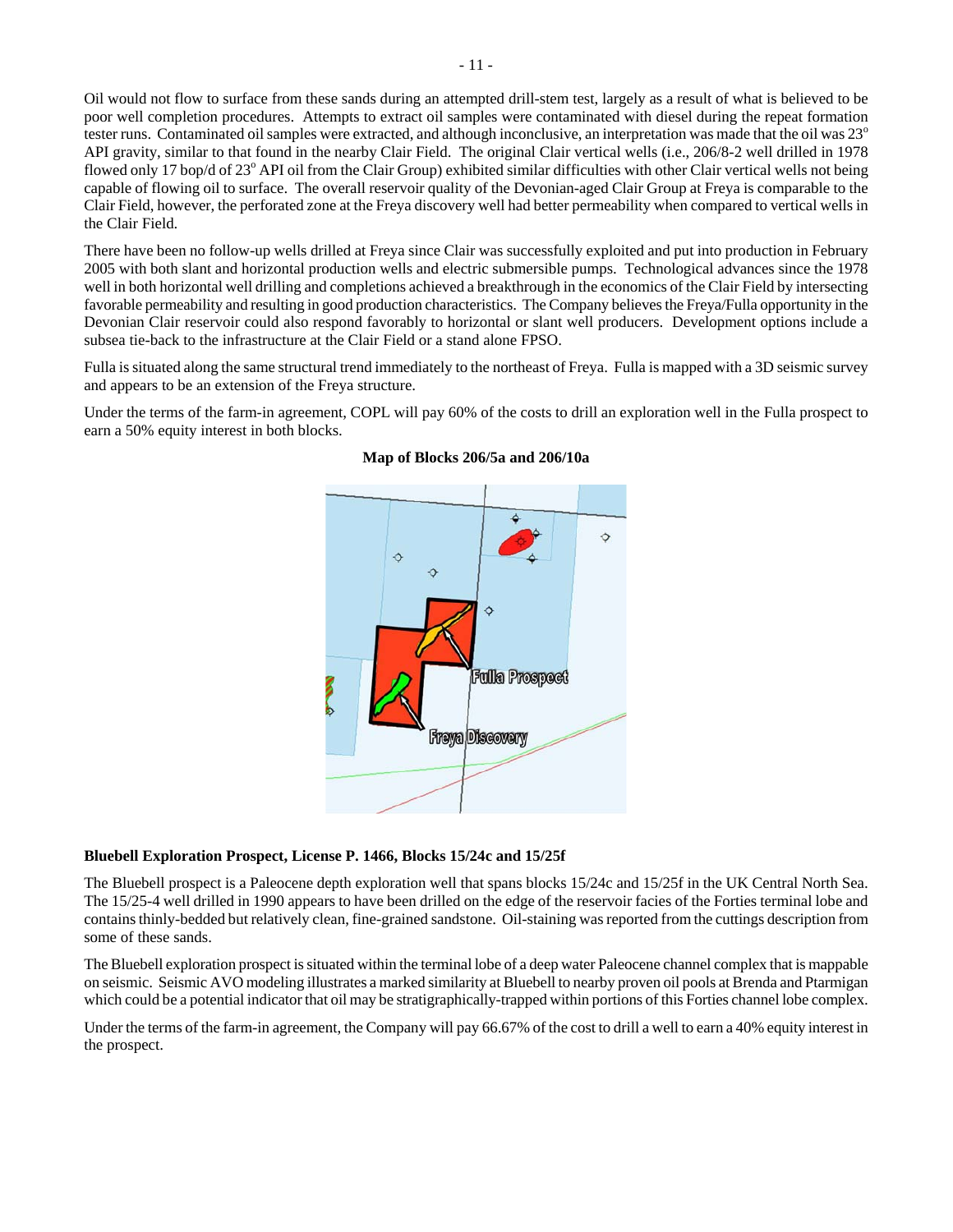Oil would not flow to surface from these sands during an attempted drill-stem test, largely as a result of what is believed to be poor well completion procedures. Attempts to extract oil samples were contaminated with diesel during the repeat formation tester runs. Contaminated oil samples were extracted, and although inconclusive, an interpretation was made that the oil was 23° API gravity, similar to that found in the nearby Clair Field. The original Clair vertical wells (i.e., 206/8-2 well drilled in 1978 flowed only 17 bop/d of 23° API oil from the Clair Group) exhibited similar difficulties with other Clair vertical wells not being capable of flowing oil to surface. The overall reservoir quality of the Devonian-aged Clair Group at Freya is comparable to the Clair Field, however, the perforated zone at the Freya discovery well had better permeability when compared to vertical wells in the Clair Field.

There have been no follow-up wells drilled at Freya since Clair was successfully exploited and put into production in February 2005 with both slant and horizontal production wells and electric submersible pumps. Technological advances since the 1978 well in both horizontal well drilling and completions achieved a breakthrough in the economics of the Clair Field by intersecting favorable permeability and resulting in good production characteristics. The Company believes the Freya/Fulla opportunity in the Devonian Clair reservoir could also respond favorably to horizontal or slant well producers. Development options include a subsea tie-back to the infrastructure at the Clair Field or a stand alone FPSO.

Fulla is situated along the same structural trend immediately to the northeast of Freya. Fulla is mapped with a 3D seismic survey and appears to be an extension of the Freya structure.

Under the terms of the farm-in agreement, COPL will pay 60% of the costs to drill an exploration well in the Fulla prospect to earn a 50% equity interest in both blocks.

**Map of Blocks 206/5a and 206/10a**

Fulla Prospect

Freya Discovery

**Bluebell Exploration Prospect, License P. 1466, Blocks 15/24c and 15/25f**

The Bluebell prospect is a Paleocene depth exploration well that spans blocks 15/24c and 15/25f in the UK Central North Sea. The 15/25-4 well drilled in 1990 appears to have been drilled on the edge of the reservoir facies of the Forties terminal lobe and contains thinly-bedded but relatively clean, fine-grained sandstone. Oil-staining was reported from the cuttings description from some of these sands.

The Bluebell exploration prospect is situated within the terminal lobe of a deep water Paleocene channel complex that is mappable on seismic. Seismic AVO modeling illustrates a marked similarity at Bluebell to nearby proven oil pools at Brenda and Ptarmigan which could be a potential indicator that oil may be stratigraphically-trapped within portions of this Forties channel lobe complex.

Under the terms of the farm-in agreement, the Company will pay 66.67% of the cost to drill a well to earn a 40% equity interest in the prospect.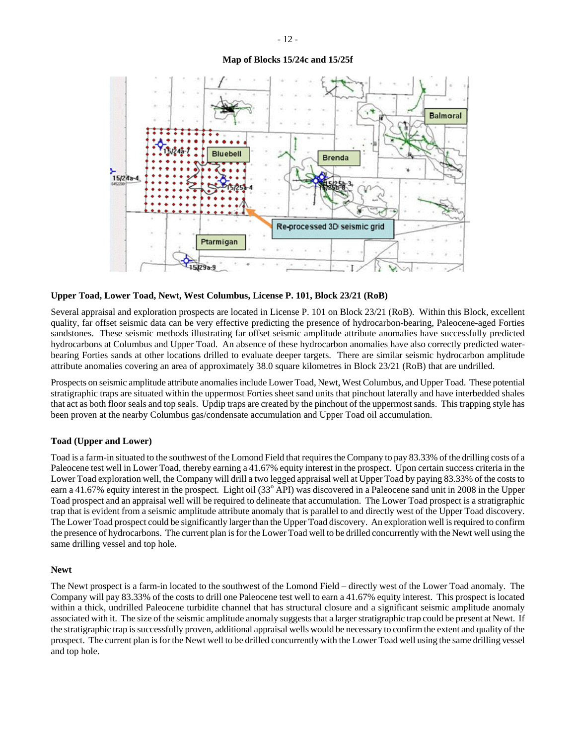**Map of Blocks 15/24c and 15/25f**

### Upper Toad, Lower Toad, Newt, West Columbus, License P. 101, Block 23/21 (RoB)

Several appraisal and exploration prospects are located in License P. 101 on Block 23/21 (RoB). Within this Block, excellent quality, far offset seismic data can be very effective predicting the presence of hydrocarbon-bearing, Paleocene-aged Forties sandstones. These seismic methods illustrating far offset seismic amplitude attribute anomalies have successfully predicted hydrocarbons at Columbus and Upper Toad. An absence of these hydrocarbon anomalies have also correctly predicted water-bearing Forties sands at other locations drilled to evaluate deeper targets. There are similar seismic hydrocarbon amplitude attribute anomalies covering an area of approximately 38.0 square kilometres in Block 23/21 (RoB) that are undrilled.

Prospects on seismic amplitude attribute anomalies include Lower Toad, Newt, West Columbus, and Upper Toad. These potential stratigraphic traps are situated within the uppermost Forties sheet sand units that pinchout laterally and have interbedded shales that act as both floor seals and top seals. Updip traps are created by the pinchout of the uppermost sands. This trapping style has been proven at the nearby Columbus gas/condensate accumulation and Upper Toad oil accumulation.

### Toad (Upper and Lower)

Toad is a farm-in situated to the southwest of the Lomond Field that requires the Company to pay 83.33% of the drilling costs of a Paleocene test well in Lower Toad, thereby earning a 41.67% equity interest in the prospect. Upon certain success criteria in the Lower Toad exploration well, the Company will drill a two legged appraisal well at Upper Toad by paying 83.33% of the costs to earn a 41.67% equity interest in the prospect. Light oil (33° API) was discovered in a Paleocene sand unit in 2008 in the Upper Toad prospect and an appraisal well will be required to delineate that accumulation. The Lower Toad prospect is a stratigraphic trap that is evident from a seismic amplitude attribute anomaly that is parallel to and directly west of the Upper Toad discovery. The Lower Toad prospect could be significantly larger than the Upper Toad discovery. An exploration well is required to confirm the presence of hydrocarbons. The current plan is for the Lower Toad well to be drilled concurrently with the Newt well using the same drilling vessel and top hole.

### Newt

The Newt prospect is a farm-in located to the southwest of the Lomond Field – directly west of the Lower Toad anomaly. The Company will pay 83.33% of the costs to drill one Paleocene test well to earn a 41.67% equity interest. This prospect is located within a thick, undrilled Paleocene turbidite channel that has structural closure and a significant seismic amplitude anomaly associated with it. The size of the seismic amplitude anomaly suggests that a larger stratigraphic trap could be present at Newt. If the stratigraphic trap is successfully proven, additional appraisal wells would be necessary to confirm the extent and quality of the prospect. The current plan is for the Newt well to be drilled concurrently with the Lower Toad well using the same drilling vessel and top hole.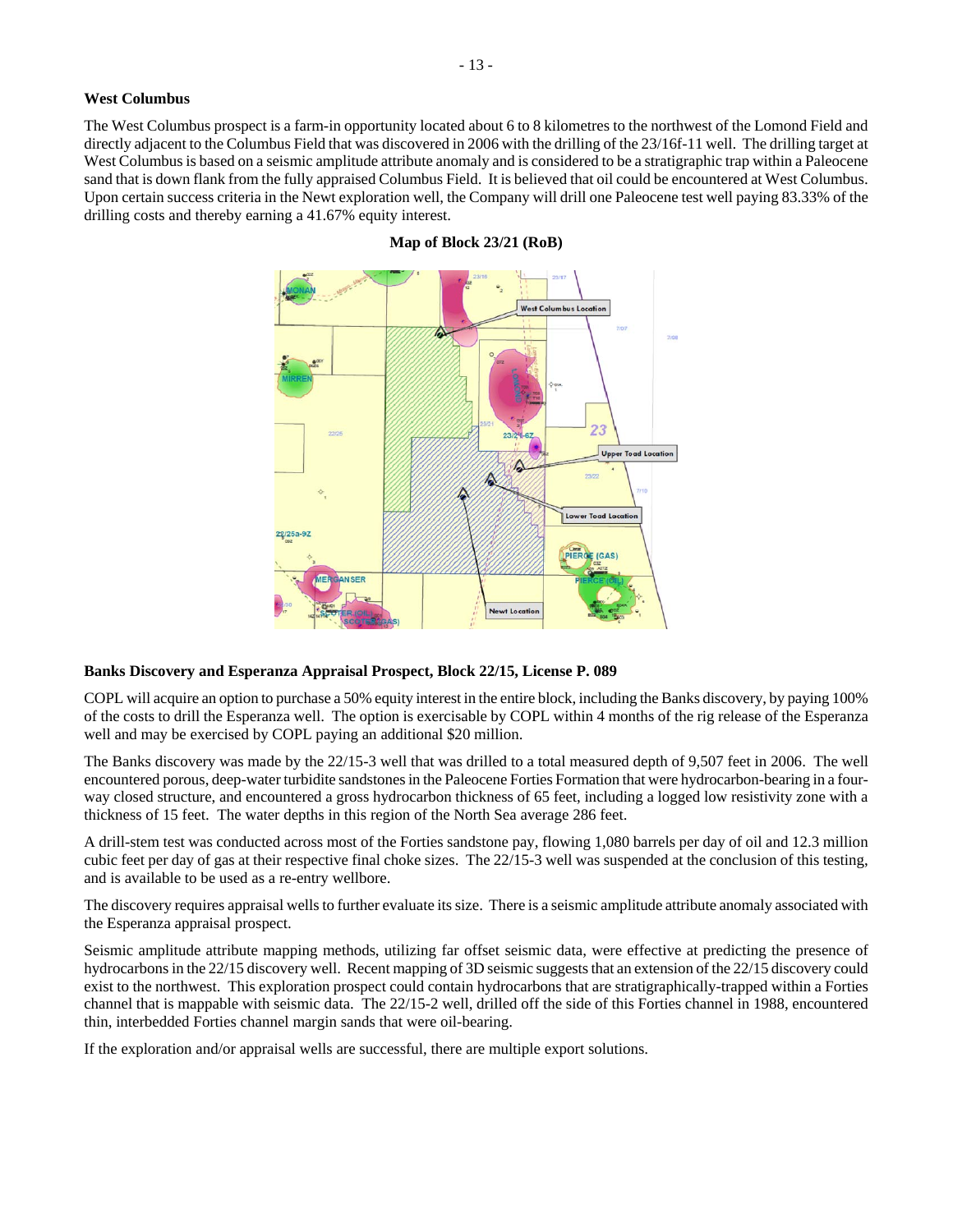### West Columbus

The West Columbus prospect is a farm-in opportunity located about 6 to 8 kilometres to the northwest of the Lomond Field and directly adjacent to the Columbus Field that was discovered in 2006 with the drilling of the 23/16f-11 well. The drilling target at West Columbus is based on a seismic amplitude attribute anomaly and is considered to be a stratigraphic trap within a Paleocene sand that is down flank from the fully appraised Columbus Field. It is believed that oil could be encountered at West Columbus. Upon certain success criteria in the Newt exploration well, the Company will drill one Paleocene test well paying 83.33% of the drilling costs and thereby earning a 41.67% equity interest.

**Map of Block 23/21 (RoB)**

### Banks Discovery and Esperanza Appraisal Prospect, Block 22/15, License P. 089

COPL will acquire an option to purchase a 50% equity interest in the entire block, including the Banks discovery, by paying 100% of the costs to drill the Esperanza well. The option is exercisable by COPL within 4 months of the rig release of the Esperanza well and may be exercised by COPL paying an additional $20 million.

The Banks discovery was made by the 22/15-3 well that was drilled to a total measured depth of 9,507 feet in 2006. The well encountered porous, deep-water turbidite sandstones in the Paleocene Forties Formation that were hydrocarbon-bearing in a four-way closed structure, and encountered a gross hydrocarbon thickness of 65 feet, including a logged low resistivity zone with a thickness of 15 feet. The water depths in this region of the North Sea average 286 feet.

A drill-stem test was conducted across most of the Forties sandstone pay, flowing 1,080 barrels per day of oil and 12.3 million cubic feet per day of gas at their respective final choke sizes. The 22/15-3 well was suspended at the conclusion of this testing, and is available to be used as a re-entry wellbore.

The discovery requires appraisal wells to further evaluate its size. There is a seismic amplitude attribute anomaly associated with the Esperanza appraisal prospect.

Seismic amplitude attribute mapping methods, utilizing far offset seismic data, were effective at predicting the presence of hydrocarbons in the 22/15 discovery well. Recent mapping of 3D seismic suggests that an extension of the 22/15 discovery could exist to the northwest. This exploration prospect could contain hydrocarbons that are stratigraphically-trapped within a Forties channel that is mappable with seismic data. The 22/15-2 well, drilled off the side of this Forties channel in 1988, encountered thin, interbedded Forties channel margin sands that were oil-bearing.

If the exploration and/or appraisal wells are successful, there are multiple export solutions.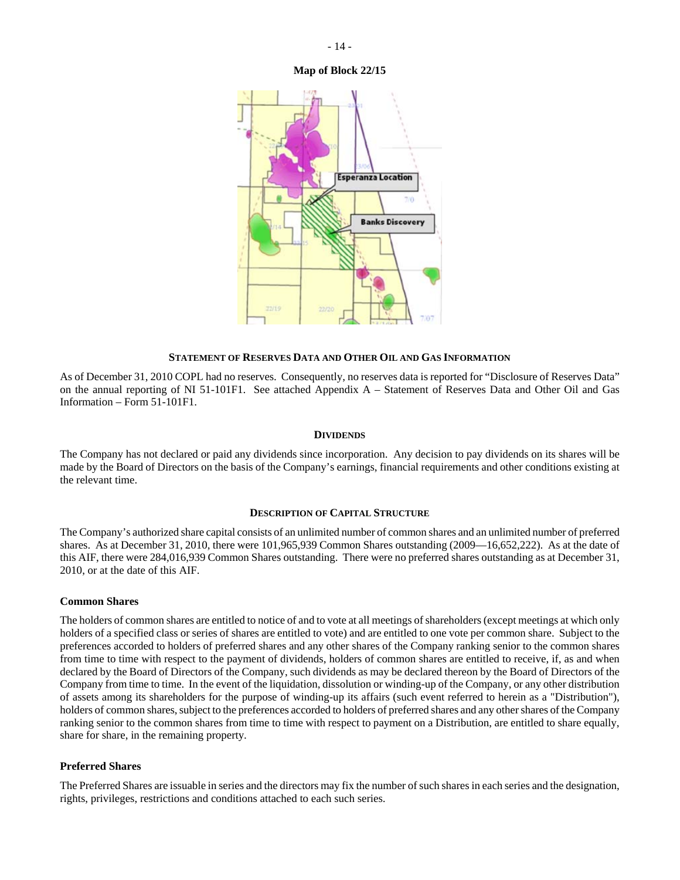**Map of Block 22/15**

## STATEMENT OF RESERVES DATA AND OTHER OIL AND GAS INFORMATION

As of December 31, 2010 COPL had no reserves. Consequently, no reserves data is reported for "Disclosure of Reserves Data" on the annual reporting of NI 51-101F1. See attached Appendix A – Statement of Reserves Data and Other Oil and Gas Information – Form 51-101F1.

## DIVIDENDS

The Company has not declared or paid any dividends since incorporation. Any decision to pay dividends on its shares will be made by the Board of Directors on the basis of the Company's earnings, financial requirements and other conditions existing at the relevant time.

## DESCRIPTION OF CAPITAL STRUCTURE

The Company's authorized share capital consists of an unlimited number of common shares and an unlimited number of preferred shares. As at December 31, 2010, there were 101,965,939 Common Shares outstanding (2009—16,652,222). As at the date of this AIF, there were 284,016,939 Common Shares outstanding. There were no preferred shares outstanding as at December 31, 2010, or at the date of this AIF.

### Common Shares

The holders of common shares are entitled to notice of and to vote at all meetings of shareholders (except meetings at which only holders of a specified class or series of shares are entitled to vote) and are entitled to one vote per common share. Subject to the preferences accorded to holders of preferred shares and any other shares of the Company ranking senior to the common shares from time to time with respect to the payment of dividends, holders of common shares are entitled to receive, if, as and when declared by the Board of Directors of the Company, such dividends as may be declared thereon by the Board of Directors of the Company from time to time. In the event of the liquidation, dissolution or winding-up of the Company, or any other distribution of assets among its shareholders for the purpose of winding-up its affairs (such event referred to herein as a "Distribution"), holders of common shares, subject to the preferences accorded to holders of preferred shares and any other shares of the Company ranking senior to the common shares from time to time with respect to payment on a Distribution, are entitled to share equally, share for share, in the remaining property.

### Preferred Shares

The Preferred Shares are issuable in series and the directors may fix the number of such shares in each series and the designation, rights, privileges, restrictions and conditions attached to each such series.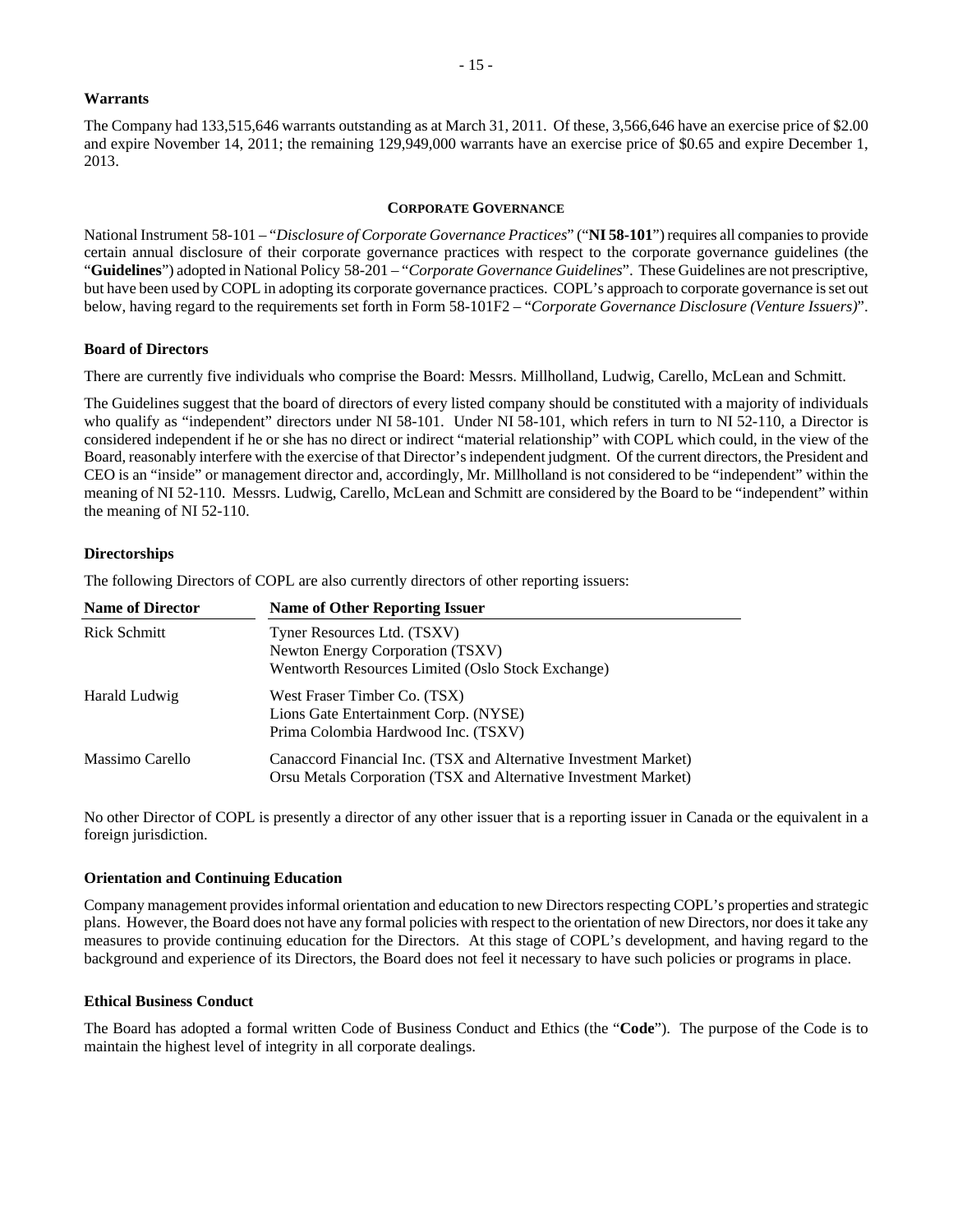### Warrants

The Company had 133,515,646 warrants outstanding as at March 31, 2011. Of these, 3,566,646 have an exercise price of $2.00 and expire November 14, 2011; the remaining 129,949,000 warrants have an exercise price of $0.65 and expire December 1, 2013.

## CORPORATE GOVERNANCE

National Instrument 58-101 – "*Disclosure of Corporate Governance Practices*" ("**NI 58-101**") requires all companies to provide certain annual disclosure of their corporate governance practices with respect to the corporate governance guidelines (the "**Guidelines**") adopted in National Policy 58-201 – "*Corporate Governance Guidelines*". These Guidelines are not prescriptive, but have been used by COPL in adopting its corporate governance practices. COPL's approach to corporate governance is set out below, having regard to the requirements set forth in Form 58-101F2 – "*Corporate Governance Disclosure (Venture Issuers)*".

### Board of Directors

There are currently five individuals who comprise the Board: Messrs. Millholland, Ludwig, Carello, McLean and Schmitt.

The Guidelines suggest that the board of directors of every listed company should be constituted with a majority of individuals who qualify as "independent" directors under NI 58-101. Under NI 58-101, which refers in turn to NI 52-110, a Director is considered independent if he or she has no direct or indirect "material relationship" with COPL which could, in the view of the Board, reasonably interfere with the exercise of that Director's independent judgment. Of the current directors, the President and CEO is an "inside" or management director and, accordingly, Mr. Millholland is not considered to be "independent" within the meaning of NI 52-110. Messrs. Ludwig, Carello, McLean and Schmitt are considered by the Board to be "independent" within the meaning of NI 52-110.

### Directorships

The following Directors of COPL are also currently directors of other reporting issuers:

| Name of Director | Name of Other Reporting Issuer |
|---|---|
| Rick Schmitt | Tyner Resources Ltd. (TSXV)<br>Newton Energy Corporation (TSXV)<br>Wentworth Resources Limited (Oslo Stock Exchange) |
| Harald Ludwig | West Fraser Timber Co. (TSX)<br>Lions Gate Entertainment Corp. (NYSE)<br>Prima Colombia Hardwood Inc. (TSXV) |
| Massimo Carello | Canaccord Financial Inc. (TSX and Alternative Investment Market)<br>Orsu Metals Corporation (TSX and Alternative Investment Market) |

No other Director of COPL is presently a director of any other issuer that is a reporting issuer in Canada or the equivalent in a foreign jurisdiction.

### Orientation and Continuing Education

Company management provides informal orientation and education to new Directors respecting COPL's properties and strategic plans. However, the Board does not have any formal policies with respect to the orientation of new Directors, nor does it take any measures to provide continuing education for the Directors. At this stage of COPL's development, and having regard to the background and experience of its Directors, the Board does not feel it necessary to have such policies or programs in place.

### Ethical Business Conduct

The Board has adopted a formal written Code of Business Conduct and Ethics (the "**Code**"). The purpose of the Code is to maintain the highest level of integrity in all corporate dealings.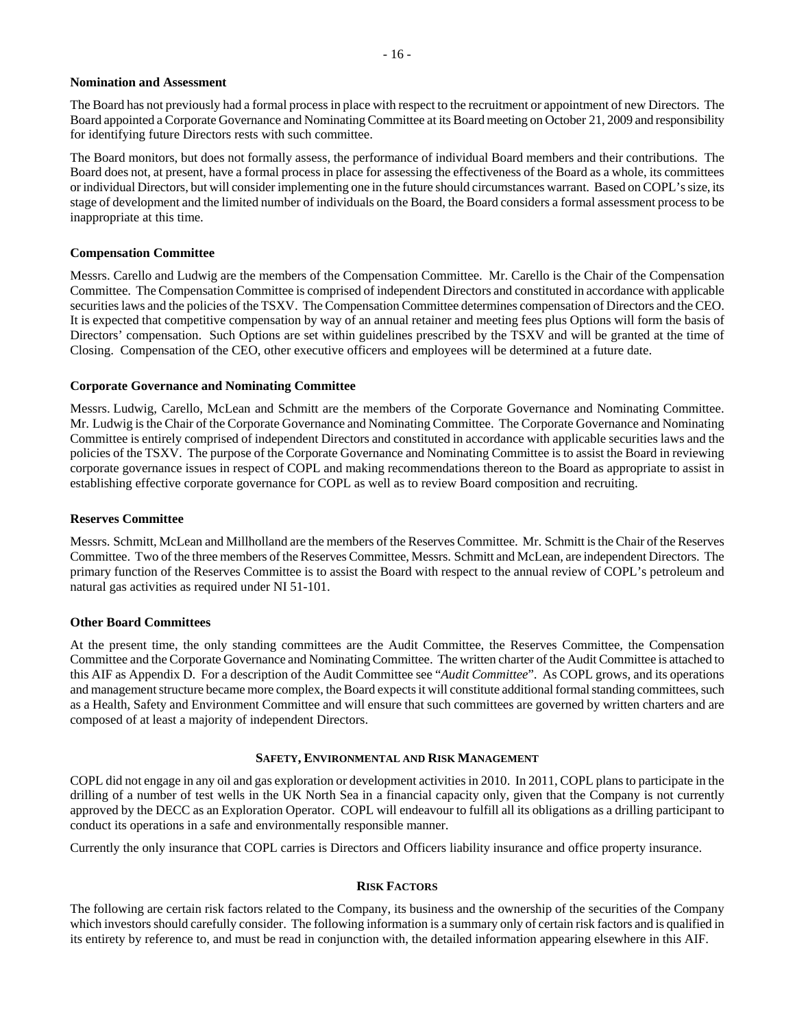**Nomination and Assessment**

The Board has not previously had a formal process in place with respect to the recruitment or appointment of new Directors. The Board appointed a Corporate Governance and Nominating Committee at its Board meeting on October 21, 2009 and responsibility for identifying future Directors rests with such committee.

The Board monitors, but does not formally assess, the performance of individual Board members and their contributions. The Board does not, at present, have a formal process in place for assessing the effectiveness of the Board as a whole, its committees or individual Directors, but will consider implementing one in the future should circumstances warrant. Based on COPL's size, its stage of development and the limited number of individuals on the Board, the Board considers a formal assessment process to be inappropriate at this time.

**Compensation Committee**

Messrs. Carello and Ludwig are the members of the Compensation Committee. Mr. Carello is the Chair of the Compensation Committee. The Compensation Committee is comprised of independent Directors and constituted in accordance with applicable securities laws and the policies of the TSXV. The Compensation Committee determines compensation of Directors and the CEO. It is expected that competitive compensation by way of an annual retainer and meeting fees plus Options will form the basis of Directors' compensation. Such Options are set within guidelines prescribed by the TSXV and will be granted at the time of Closing. Compensation of the CEO, other executive officers and employees will be determined at a future date.

**Corporate Governance and Nominating Committee**

Messrs. Ludwig, Carello, McLean and Schmitt are the members of the Corporate Governance and Nominating Committee. Mr. Ludwig is the Chair of the Corporate Governance and Nominating Committee. The Corporate Governance and Nominating Committee is entirely comprised of independent Directors and constituted in accordance with applicable securities laws and the policies of the TSXV. The purpose of the Corporate Governance and Nominating Committee is to assist the Board in reviewing corporate governance issues in respect of COPL and making recommendations thereon to the Board as appropriate to assist in establishing effective corporate governance for COPL as well as to review Board composition and recruiting.

**Reserves Committee**

Messrs. Schmitt, McLean and Millholland are the members of the Reserves Committee. Mr. Schmitt is the Chair of the Reserves Committee. Two of the three members of the Reserves Committee, Messrs. Schmitt and McLean, are independent Directors. The primary function of the Reserves Committee is to assist the Board with respect to the annual review of COPL's petroleum and natural gas activities as required under NI 51-101.

**Other Board Committees**

At the present time, the only standing committees are the Audit Committee, the Reserves Committee, the Compensation Committee and the Corporate Governance and Nominating Committee. The written charter of the Audit Committee is attached to this AIF as Appendix D. For a description of the Audit Committee see "*Audit Committee*". As COPL grows, and its operations and management structure became more complex, the Board expects it will constitute additional formal standing committees, such as a Health, Safety and Environment Committee and will ensure that such committees are governed by written charters and are composed of at least a majority of independent Directors.

## SAFETY, ENVIRONMENTAL AND RISK MANAGEMENT

COPL did not engage in any oil and gas exploration or development activities in 2010. In 2011, COPL plans to participate in the drilling of a number of test wells in the UK North Sea in a financial capacity only, given that the Company is not currently approved by the DECC as an Exploration Operator. COPL will endeavour to fulfill all its obligations as a drilling participant to conduct its operations in a safe and environmentally responsible manner.

Currently the only insurance that COPL carries is Directors and Officers liability insurance and office property insurance.

## RISK FACTORS

The following are certain risk factors related to the Company, its business and the ownership of the securities of the Company which investors should carefully consider. The following information is a summary only of certain risk factors and is qualified in its entirety by reference to, and must be read in conjunction with, the detailed information appearing elsewhere in this AIF.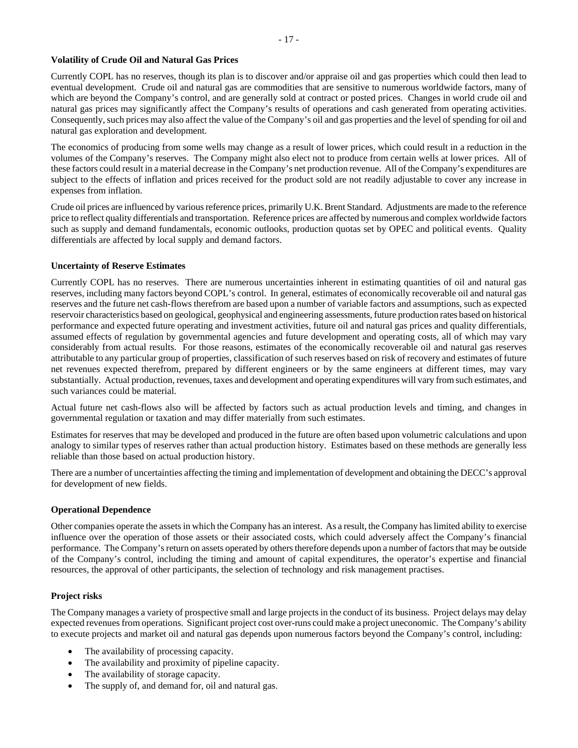**Volatility of Crude Oil and Natural Gas Prices**

Currently COPL has no reserves, though its plan is to discover and/or appraise oil and gas properties which could then lead to eventual development. Crude oil and natural gas are commodities that are sensitive to numerous worldwide factors, many of which are beyond the Company's control, and are generally sold at contract or posted prices. Changes in world crude oil and natural gas prices may significantly affect the Company's results of operations and cash generated from operating activities. Consequently, such prices may also affect the value of the Company's oil and gas properties and the level of spending for oil and natural gas exploration and development.

The economics of producing from some wells may change as a result of lower prices, which could result in a reduction in the volumes of the Company's reserves. The Company might also elect not to produce from certain wells at lower prices. All of these factors could result in a material decrease in the Company's net production revenue. All of the Company's expenditures are subject to the effects of inflation and prices received for the product sold are not readily adjustable to cover any increase in expenses from inflation.

Crude oil prices are influenced by various reference prices, primarily U.K. Brent Standard. Adjustments are made to the reference price to reflect quality differentials and transportation. Reference prices are affected by numerous and complex worldwide factors such as supply and demand fundamentals, economic outlooks, production quotas set by OPEC and political events. Quality differentials are affected by local supply and demand factors.

**Uncertainty of Reserve Estimates**

Currently COPL has no reserves. There are numerous uncertainties inherent in estimating quantities of oil and natural gas reserves, including many factors beyond COPL's control. In general, estimates of economically recoverable oil and natural gas reserves and the future net cash-flows therefrom are based upon a number of variable factors and assumptions, such as expected reservoir characteristics based on geological, geophysical and engineering assessments, future production rates based on historical performance and expected future operating and investment activities, future oil and natural gas prices and quality differentials, assumed effects of regulation by governmental agencies and future development and operating costs, all of which may vary considerably from actual results. For those reasons, estimates of the economically recoverable oil and natural gas reserves attributable to any particular group of properties, classification of such reserves based on risk of recovery and estimates of future net revenues expected therefrom, prepared by different engineers or by the same engineers at different times, may vary substantially. Actual production, revenues, taxes and development and operating expenditures will vary from such estimates, and such variances could be material.

Actual future net cash-flows also will be affected by factors such as actual production levels and timing, and changes in governmental regulation or taxation and may differ materially from such estimates.

Estimates for reserves that may be developed and produced in the future are often based upon volumetric calculations and upon analogy to similar types of reserves rather than actual production history. Estimates based on these methods are generally less reliable than those based on actual production history.

There are a number of uncertainties affecting the timing and implementation of development and obtaining the DECC's approval for development of new fields.

**Operational Dependence**

Other companies operate the assets in which the Company has an interest. As a result, the Company has limited ability to exercise influence over the operation of those assets or their associated costs, which could adversely affect the Company's financial performance. The Company's return on assets operated by others therefore depends upon a number of factors that may be outside of the Company's control, including the timing and amount of capital expenditures, the operator's expertise and financial resources, the approval of other participants, the selection of technology and risk management practises.

**Project risks**

The Company manages a variety of prospective small and large projects in the conduct of its business. Project delays may delay expected revenues from operations. Significant project cost over-runs could make a project uneconomic. The Company's ability to execute projects and market oil and natural gas depends upon numerous factors beyond the Company's control, including:

- The availability of processing capacity.
- The availability and proximity of pipeline capacity.
- The availability of storage capacity.
- The supply of, and demand for, oil and natural gas.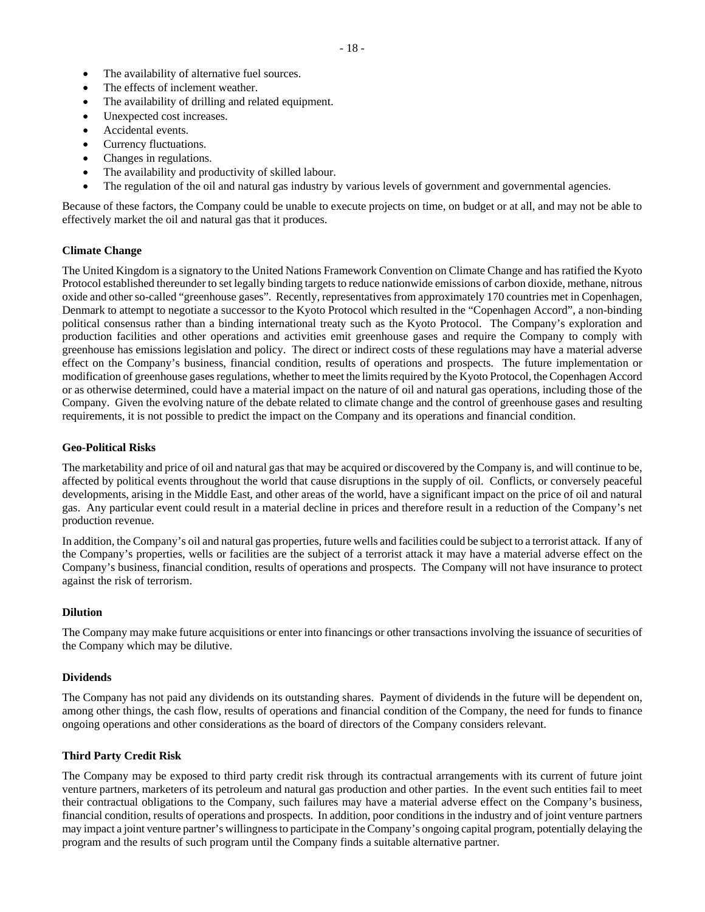- The availability of alternative fuel sources.
- The effects of inclement weather.
- The availability of drilling and related equipment.
- Unexpected cost increases.
- Accidental events.
- Currency fluctuations.
- Changes in regulations.
- The availability and productivity of skilled labour.
- The regulation of the oil and natural gas industry by various levels of government and governmental agencies.

Because of these factors, the Company could be unable to execute projects on time, on budget or at all, and may not be able to effectively market the oil and natural gas that it produces.

**Climate Change**

The United Kingdom is a signatory to the United Nations Framework Convention on Climate Change and has ratified the Kyoto Protocol established thereunder to set legally binding targets to reduce nationwide emissions of carbon dioxide, methane, nitrous oxide and other so-called "greenhouse gases". Recently, representatives from approximately 170 countries met in Copenhagen, Denmark to attempt to negotiate a successor to the Kyoto Protocol which resulted in the "Copenhagen Accord", a non-binding political consensus rather than a binding international treaty such as the Kyoto Protocol. The Company's exploration and production facilities and other operations and activities emit greenhouse gases and require the Company to comply with greenhouse has emissions legislation and policy. The direct or indirect costs of these regulations may have a material adverse effect on the Company's business, financial condition, results of operations and prospects. The future implementation or modification of greenhouse gases regulations, whether to meet the limits required by the Kyoto Protocol, the Copenhagen Accord or as otherwise determined, could have a material impact on the nature of oil and natural gas operations, including those of the Company. Given the evolving nature of the debate related to climate change and the control of greenhouse gases and resulting requirements, it is not possible to predict the impact on the Company and its operations and financial condition.

**Geo-Political Risks**

The marketability and price of oil and natural gas that may be acquired or discovered by the Company is, and will continue to be, affected by political events throughout the world that cause disruptions in the supply of oil. Conflicts, or conversely peaceful developments, arising in the Middle East, and other areas of the world, have a significant impact on the price of oil and natural gas. Any particular event could result in a material decline in prices and therefore result in a reduction of the Company's net production revenue.

In addition, the Company's oil and natural gas properties, future wells and facilities could be subject to a terrorist attack. If any of the Company's properties, wells or facilities are the subject of a terrorist attack it may have a material adverse effect on the Company's business, financial condition, results of operations and prospects. The Company will not have insurance to protect against the risk of terrorism.

**Dilution**

The Company may make future acquisitions or enter into financings or other transactions involving the issuance of securities of the Company which may be dilutive.

**Dividends**

The Company has not paid any dividends on its outstanding shares. Payment of dividends in the future will be dependent on, among other things, the cash flow, results of operations and financial condition of the Company, the need for funds to finance ongoing operations and other considerations as the board of directors of the Company considers relevant.

**Third Party Credit Risk**

The Company may be exposed to third party credit risk through its contractual arrangements with its current of future joint venture partners, marketers of its petroleum and natural gas production and other parties. In the event such entities fail to meet their contractual obligations to the Company, such failures may have a material adverse effect on the Company's business, financial condition, results of operations and prospects. In addition, poor conditions in the industry and of joint venture partners may impact a joint venture partner's willingness to participate in the Company's ongoing capital program, potentially delaying the program and the results of such program until the Company finds a suitable alternative partner.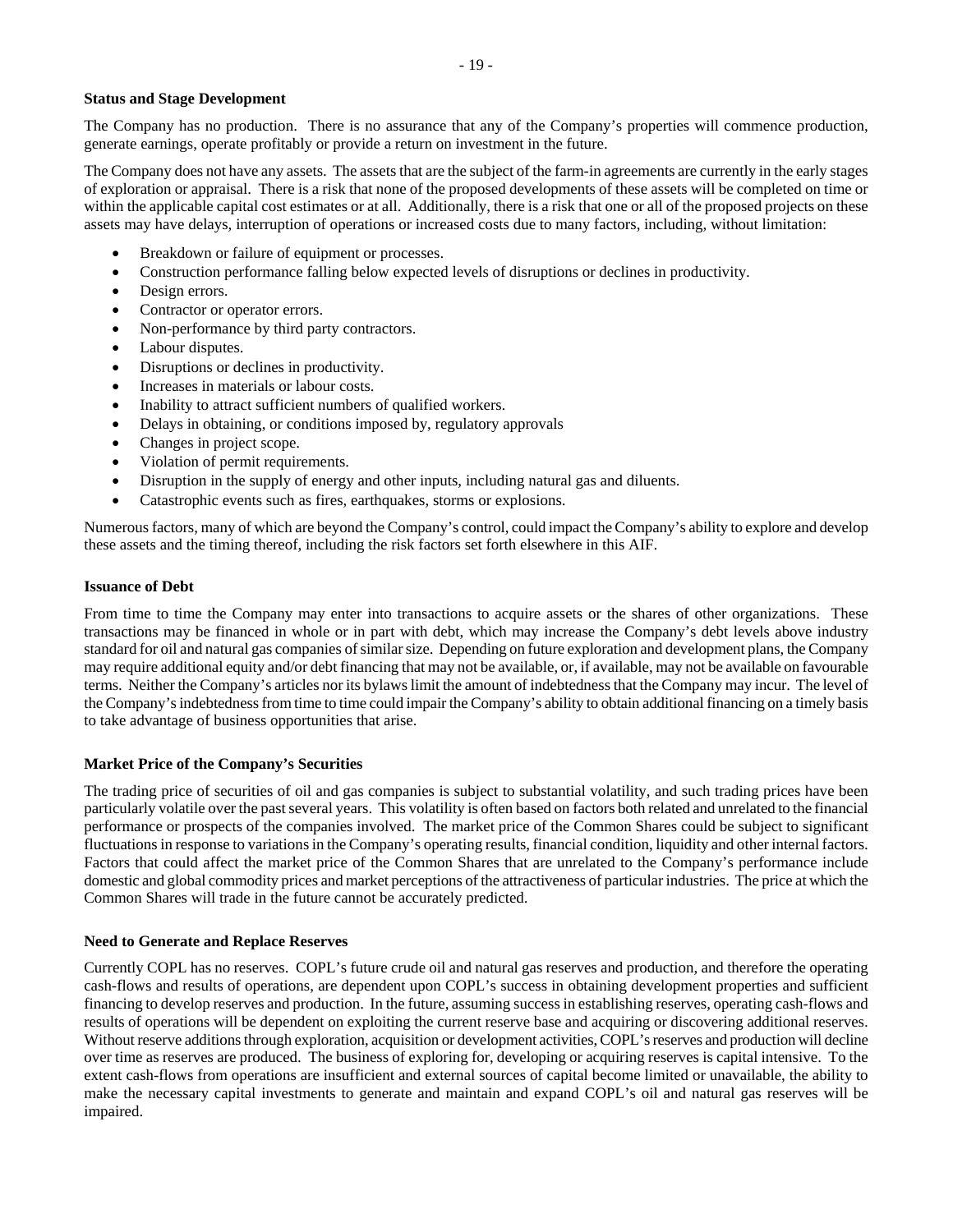**Status and Stage Development**

The Company has no production. There is no assurance that any of the Company's properties will commence production, generate earnings, operate profitably or provide a return on investment in the future.

The Company does not have any assets. The assets that are the subject of the farm-in agreements are currently in the early stages of exploration or appraisal. There is a risk that none of the proposed developments of these assets will be completed on time or within the applicable capital cost estimates or at all. Additionally, there is a risk that one or all of the proposed projects on these assets may have delays, interruption of operations or increased costs due to many factors, including, without limitation:

- Breakdown or failure of equipment or processes.
- Construction performance falling below expected levels of disruptions or declines in productivity.
- Design errors.
- Contractor or operator errors.
- Non-performance by third party contractors.
- Labour disputes.
- Disruptions or declines in productivity.
- Increases in materials or labour costs.
- Inability to attract sufficient numbers of qualified workers.
- Delays in obtaining, or conditions imposed by, regulatory approvals
- Changes in project scope.
- Violation of permit requirements.
- Disruption in the supply of energy and other inputs, including natural gas and diluents.
- Catastrophic events such as fires, earthquakes, storms or explosions.

Numerous factors, many of which are beyond the Company's control, could impact the Company's ability to explore and develop these assets and the timing thereof, including the risk factors set forth elsewhere in this AIF.

**Issuance of Debt**

From time to time the Company may enter into transactions to acquire assets or the shares of other organizations. These transactions may be financed in whole or in part with debt, which may increase the Company's debt levels above industry standard for oil and natural gas companies of similar size. Depending on future exploration and development plans, the Company may require additional equity and/or debt financing that may not be available, or, if available, may not be available on favourable terms. Neither the Company's articles nor its bylaws limit the amount of indebtedness that the Company may incur. The level of the Company's indebtedness from time to time could impair the Company's ability to obtain additional financing on a timely basis to take advantage of business opportunities that arise.

**Market Price of the Company's Securities**

The trading price of securities of oil and gas companies is subject to substantial volatility, and such trading prices have been particularly volatile over the past several years. This volatility is often based on factors both related and unrelated to the financial performance or prospects of the companies involved. The market price of the Common Shares could be subject to significant fluctuations in response to variations in the Company's operating results, financial condition, liquidity and other internal factors. Factors that could affect the market price of the Common Shares that are unrelated to the Company's performance include domestic and global commodity prices and market perceptions of the attractiveness of particular industries. The price at which the Common Shares will trade in the future cannot be accurately predicted.

**Need to Generate and Replace Reserves**

Currently COPL has no reserves. COPL's future crude oil and natural gas reserves and production, and therefore the operating cash-flows and results of operations, are dependent upon COPL's success in obtaining development properties and sufficient financing to develop reserves and production. In the future, assuming success in establishing reserves, operating cash-flows and results of operations will be dependent on exploiting the current reserve base and acquiring or discovering additional reserves. Without reserve additions through exploration, acquisition or development activities, COPL's reserves and production will decline over time as reserves are produced. The business of exploring for, developing or acquiring reserves is capital intensive. To the extent cash-flows from operations are insufficient and external sources of capital become limited or unavailable, the ability to make the necessary capital investments to generate and maintain and expand COPL's oil and natural gas reserves will be impaired.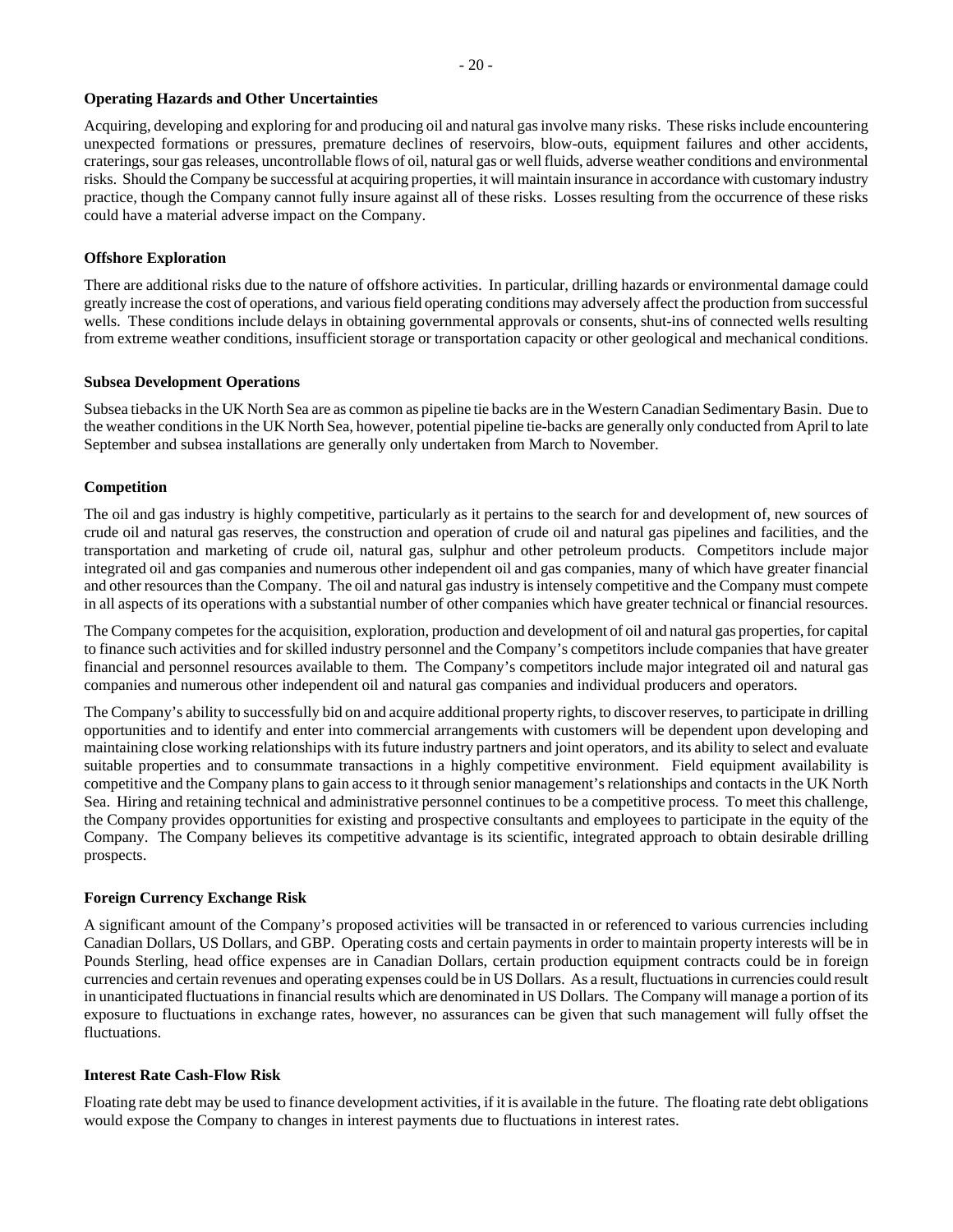**Operating Hazards and Other Uncertainties**

Acquiring, developing and exploring for and producing oil and natural gas involve many risks. These risks include encountering unexpected formations or pressures, premature declines of reservoirs, blow-outs, equipment failures and other accidents, craterings, sour gas releases, uncontrollable flows of oil, natural gas or well fluids, adverse weather conditions and environmental risks. Should the Company be successful at acquiring properties, it will maintain insurance in accordance with customary industry practice, though the Company cannot fully insure against all of these risks. Losses resulting from the occurrence of these risks could have a material adverse impact on the Company.

**Offshore Exploration**

There are additional risks due to the nature of offshore activities. In particular, drilling hazards or environmental damage could greatly increase the cost of operations, and various field operating conditions may adversely affect the production from successful wells. These conditions include delays in obtaining governmental approvals or consents, shut-ins of connected wells resulting from extreme weather conditions, insufficient storage or transportation capacity or other geological and mechanical conditions.

**Subsea Development Operations**

Subsea tiebacks in the UK North Sea are as common as pipeline tie backs are in the Western Canadian Sedimentary Basin. Due to the weather conditions in the UK North Sea, however, potential pipeline tie-backs are generally only conducted from April to late September and subsea installations are generally only undertaken from March to November.

**Competition**

The oil and gas industry is highly competitive, particularly as it pertains to the search for and development of, new sources of crude oil and natural gas reserves, the construction and operation of crude oil and natural gas pipelines and facilities, and the transportation and marketing of crude oil, natural gas, sulphur and other petroleum products. Competitors include major integrated oil and gas companies and numerous other independent oil and gas companies, many of which have greater financial and other resources than the Company. The oil and natural gas industry is intensely competitive and the Company must compete in all aspects of its operations with a substantial number of other companies which have greater technical or financial resources.

The Company competes for the acquisition, exploration, production and development of oil and natural gas properties, for capital to finance such activities and for skilled industry personnel and the Company's competitors include companies that have greater financial and personnel resources available to them. The Company's competitors include major integrated oil and natural gas companies and numerous other independent oil and natural gas companies and individual producers and operators.

The Company's ability to successfully bid on and acquire additional property rights, to discover reserves, to participate in drilling opportunities and to identify and enter into commercial arrangements with customers will be dependent upon developing and maintaining close working relationships with its future industry partners and joint operators, and its ability to select and evaluate suitable properties and to consummate transactions in a highly competitive environment. Field equipment availability is competitive and the Company plans to gain access to it through senior management's relationships and contacts in the UK North Sea. Hiring and retaining technical and administrative personnel continues to be a competitive process. To meet this challenge, the Company provides opportunities for existing and prospective consultants and employees to participate in the equity of the Company. The Company believes its competitive advantage is its scientific, integrated approach to obtain desirable drilling prospects.

**Foreign Currency Exchange Risk**

A significant amount of the Company's proposed activities will be transacted in or referenced to various currencies including Canadian Dollars, US Dollars, and GBP. Operating costs and certain payments in order to maintain property interests will be in Pounds Sterling, head office expenses are in Canadian Dollars, certain production equipment contracts could be in foreign currencies and certain revenues and operating expenses could be in US Dollars. As a result, fluctuations in currencies could result in unanticipated fluctuations in financial results which are denominated in US Dollars. The Company will manage a portion of its exposure to fluctuations in exchange rates, however, no assurances can be given that such management will fully offset the fluctuations.

**Interest Rate Cash-Flow Risk**

Floating rate debt may be used to finance development activities, if it is available in the future. The floating rate debt obligations would expose the Company to changes in interest payments due to fluctuations in interest rates.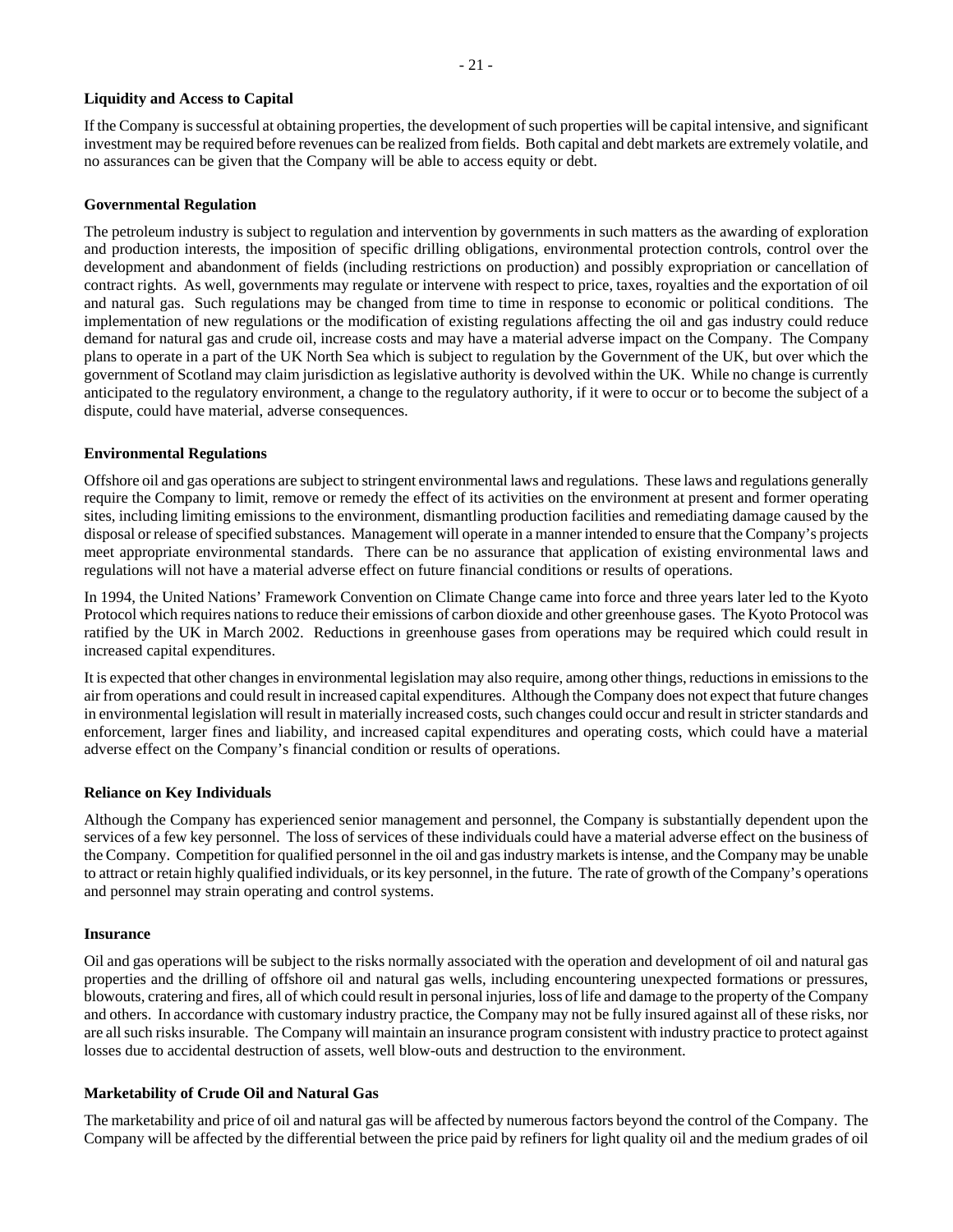**Liquidity and Access to Capital**

If the Company is successful at obtaining properties, the development of such properties will be capital intensive, and significant investment may be required before revenues can be realized from fields. Both capital and debt markets are extremely volatile, and no assurances can be given that the Company will be able to access equity or debt.

**Governmental Regulation**

The petroleum industry is subject to regulation and intervention by governments in such matters as the awarding of exploration and production interests, the imposition of specific drilling obligations, environmental protection controls, control over the development and abandonment of fields (including restrictions on production) and possibly expropriation or cancellation of contract rights. As well, governments may regulate or intervene with respect to price, taxes, royalties and the exportation of oil and natural gas. Such regulations may be changed from time to time in response to economic or political conditions. The implementation of new regulations or the modification of existing regulations affecting the oil and gas industry could reduce demand for natural gas and crude oil, increase costs and may have a material adverse impact on the Company. The Company plans to operate in a part of the UK North Sea which is subject to regulation by the Government of the UK, but over which the government of Scotland may claim jurisdiction as legislative authority is devolved within the UK. While no change is currently anticipated to the regulatory environment, a change to the regulatory authority, if it were to occur or to become the subject of a dispute, could have material, adverse consequences.

**Environmental Regulations**

Offshore oil and gas operations are subject to stringent environmental laws and regulations. These laws and regulations generally require the Company to limit, remove or remedy the effect of its activities on the environment at present and former operating sites, including limiting emissions to the environment, dismantling production facilities and remediating damage caused by the disposal or release of specified substances. Management will operate in a manner intended to ensure that the Company's projects meet appropriate environmental standards. There can be no assurance that application of existing environmental laws and regulations will not have a material adverse effect on future financial conditions or results of operations.

In 1994, the United Nations' Framework Convention on Climate Change came into force and three years later led to the Kyoto Protocol which requires nations to reduce their emissions of carbon dioxide and other greenhouse gases. The Kyoto Protocol was ratified by the UK in March 2002. Reductions in greenhouse gases from operations may be required which could result in increased capital expenditures.

It is expected that other changes in environmental legislation may also require, among other things, reductions in emissions to the air from operations and could result in increased capital expenditures. Although the Company does not expect that future changes in environmental legislation will result in materially increased costs, such changes could occur and result in stricter standards and enforcement, larger fines and liability, and increased capital expenditures and operating costs, which could have a material adverse effect on the Company's financial condition or results of operations.

**Reliance on Key Individuals**

Although the Company has experienced senior management and personnel, the Company is substantially dependent upon the services of a few key personnel. The loss of services of these individuals could have a material adverse effect on the business of the Company. Competition for qualified personnel in the oil and gas industry markets is intense, and the Company may be unable to attract or retain highly qualified individuals, or its key personnel, in the future. The rate of growth of the Company's operations and personnel may strain operating and control systems.

**Insurance**

Oil and gas operations will be subject to the risks normally associated with the operation and development of oil and natural gas properties and the drilling of offshore oil and natural gas wells, including encountering unexpected formations or pressures, blowouts, cratering and fires, all of which could result in personal injuries, loss of life and damage to the property of the Company and others. In accordance with customary industry practice, the Company may not be fully insured against all of these risks, nor are all such risks insurable. The Company will maintain an insurance program consistent with industry practice to protect against losses due to accidental destruction of assets, well blow-outs and destruction to the environment.

**Marketability of Crude Oil and Natural Gas**

The marketability and price of oil and natural gas will be affected by numerous factors beyond the control of the Company. The Company will be affected by the differential between the price paid by refiners for light quality oil and the medium grades of oil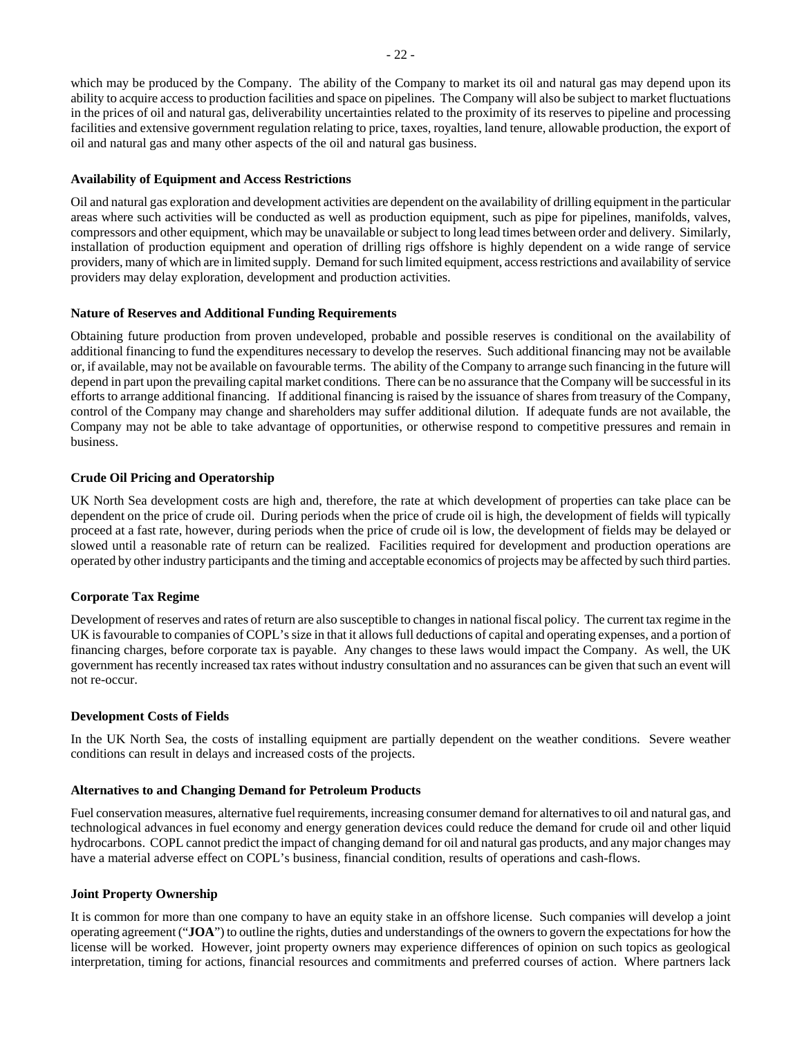which may be produced by the Company. The ability of the Company to market its oil and natural gas may depend upon its ability to acquire access to production facilities and space on pipelines. The Company will also be subject to market fluctuations in the prices of oil and natural gas, deliverability uncertainties related to the proximity of its reserves to pipeline and processing facilities and extensive government regulation relating to price, taxes, royalties, land tenure, allowable production, the export of oil and natural gas and many other aspects of the oil and natural gas business.

**Availability of Equipment and Access Restrictions**

Oil and natural gas exploration and development activities are dependent on the availability of drilling equipment in the particular areas where such activities will be conducted as well as production equipment, such as pipe for pipelines, manifolds, valves, compressors and other equipment, which may be unavailable or subject to long lead times between order and delivery. Similarly, installation of production equipment and operation of drilling rigs offshore is highly dependent on a wide range of service providers, many of which are in limited supply. Demand for such limited equipment, access restrictions and availability of service providers may delay exploration, development and production activities.

**Nature of Reserves and Additional Funding Requirements**

Obtaining future production from proven undeveloped, probable and possible reserves is conditional on the availability of additional financing to fund the expenditures necessary to develop the reserves. Such additional financing may not be available or, if available, may not be available on favourable terms. The ability of the Company to arrange such financing in the future will depend in part upon the prevailing capital market conditions. There can be no assurance that the Company will be successful in its efforts to arrange additional financing. If additional financing is raised by the issuance of shares from treasury of the Company, control of the Company may change and shareholders may suffer additional dilution. If adequate funds are not available, the Company may not be able to take advantage of opportunities, or otherwise respond to competitive pressures and remain in business.

**Crude Oil Pricing and Operatorship**

UK North Sea development costs are high and, therefore, the rate at which development of properties can take place can be dependent on the price of crude oil. During periods when the price of crude oil is high, the development of fields will typically proceed at a fast rate, however, during periods when the price of crude oil is low, the development of fields may be delayed or slowed until a reasonable rate of return can be realized. Facilities required for development and production operations are operated by other industry participants and the timing and acceptable economics of projects may be affected by such third parties.

**Corporate Tax Regime**

Development of reserves and rates of return are also susceptible to changes in national fiscal policy. The current tax regime in the UK is favourable to companies of COPL's size in that it allows full deductions of capital and operating expenses, and a portion of financing charges, before corporate tax is payable. Any changes to these laws would impact the Company. As well, the UK government has recently increased tax rates without industry consultation and no assurances can be given that such an event will not re-occur.

**Development Costs of Fields**

In the UK North Sea, the costs of installing equipment are partially dependent on the weather conditions. Severe weather conditions can result in delays and increased costs of the projects.

**Alternatives to and Changing Demand for Petroleum Products**

Fuel conservation measures, alternative fuel requirements, increasing consumer demand for alternatives to oil and natural gas, and technological advances in fuel economy and energy generation devices could reduce the demand for crude oil and other liquid hydrocarbons. COPL cannot predict the impact of changing demand for oil and natural gas products, and any major changes may have a material adverse effect on COPL's business, financial condition, results of operations and cash-flows.

**Joint Property Ownership**

It is common for more than one company to have an equity stake in an offshore license. Such companies will develop a joint operating agreement ("**JOA**") to outline the rights, duties and understandings of the owners to govern the expectations for how the license will be worked. However, joint property owners may experience differences of opinion on such topics as geological interpretation, timing for actions, financial resources and commitments and preferred courses of action. Where partners lack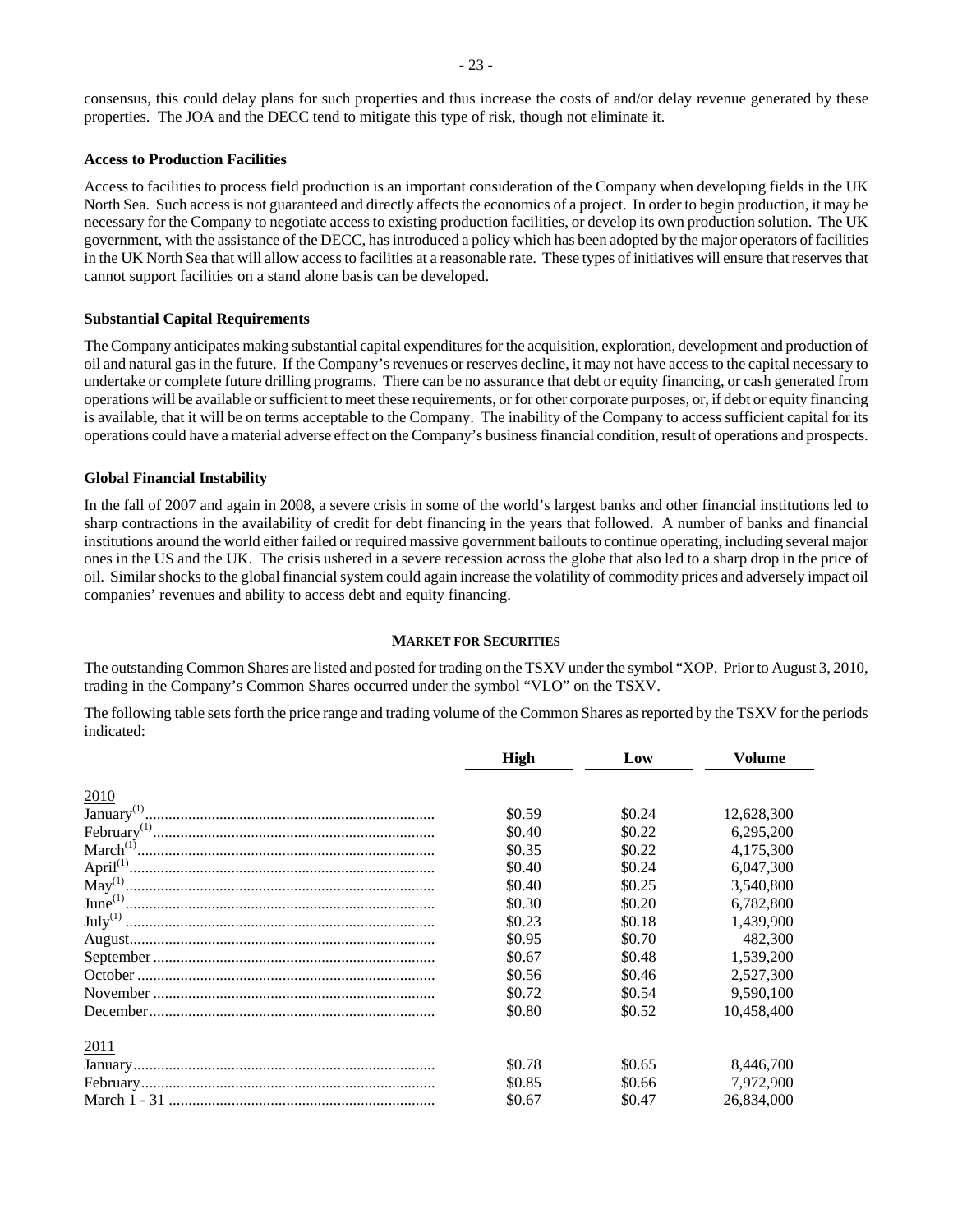consensus, this could delay plans for such properties and thus increase the costs of and/or delay revenue generated by these properties. The JOA and the DECC tend to mitigate this type of risk, though not eliminate it.

**Access to Production Facilities**

Access to facilities to process field production is an important consideration of the Company when developing fields in the UK North Sea. Such access is not guaranteed and directly affects the economics of a project. In order to begin production, it may be necessary for the Company to negotiate access to existing production facilities, or develop its own production solution. The UK government, with the assistance of the DECC, has introduced a policy which has been adopted by the major operators of facilities in the UK North Sea that will allow access to facilities at a reasonable rate. These types of initiatives will ensure that reserves that cannot support facilities on a stand alone basis can be developed.

**Substantial Capital Requirements**

The Company anticipates making substantial capital expenditures for the acquisition, exploration, development and production of oil and natural gas in the future. If the Company's revenues or reserves decline, it may not have access to the capital necessary to undertake or complete future drilling programs. There can be no assurance that debt or equity financing, or cash generated from operations will be available or sufficient to meet these requirements, or for other corporate purposes, or, if debt or equity financing is available, that it will be on terms acceptable to the Company. The inability of the Company to access sufficient capital for its operations could have a material adverse effect on the Company's business financial condition, result of operations and prospects.

**Global Financial Instability**

In the fall of 2007 and again in 2008, a severe crisis in some of the world's largest banks and other financial institutions led to sharp contractions in the availability of credit for debt financing in the years that followed. A number of banks and financial institutions around the world either failed or required massive government bailouts to continue operating, including several major ones in the US and the UK. The crisis ushered in a severe recession across the globe that also led to a sharp drop in the price of oil. Similar shocks to the global financial system could again increase the volatility of commodity prices and adversely impact oil companies' revenues and ability to access debt and equity financing.

## MARKET FOR SECURITIES

The outstanding Common Shares are listed and posted for trading on the TSXV under the symbol "XOP. Prior to August 3, 2010, trading in the Company's Common Shares occurred under the symbol "VLO" on the TSXV.

The following table sets forth the price range and trading volume of the Common Shares as reported by the TSXV for the periods indicated:

| | High | Low | Volume |
|---|---|---|---|
| 2010 | | | |
| January[(1)] | $0.59 | $0.24 | 12,628,300 |
| February[(1)] | $0.40 | $0.22 | 6,295,200 |
| March[(1)] | $0.35 | $0.22 | 4,175,300 |
| April[(1)] | $0.40 | $0.24 | 6,047,300 |
| May[(1)] | $0.40 | $0.25 | 3,540,800 |
| June[(1)] | $0.30 | $0.20 | 6,782,800 |
| July[(1)] | $0.23 | $0.18 | 1,439,900 |
| August | $0.95 | $0.70 | 482,300 |
| September | $0.67 | $0.48 | 1,539,200 |
| October | $0.56 | $0.46 | 2,527,300 |
| November | $0.72 | $0.54 | 9,590,100 |
| December | $0.80 | $0.52 | 10,458,400 |
| 2011 | | | |
| January | $0.78 | $0.65 | 8,446,700 |
| February | $0.85 | $0.66 | 7,972,900 |
| March 1 - 31 | $0.67 | $0.47 | 26,834,000 |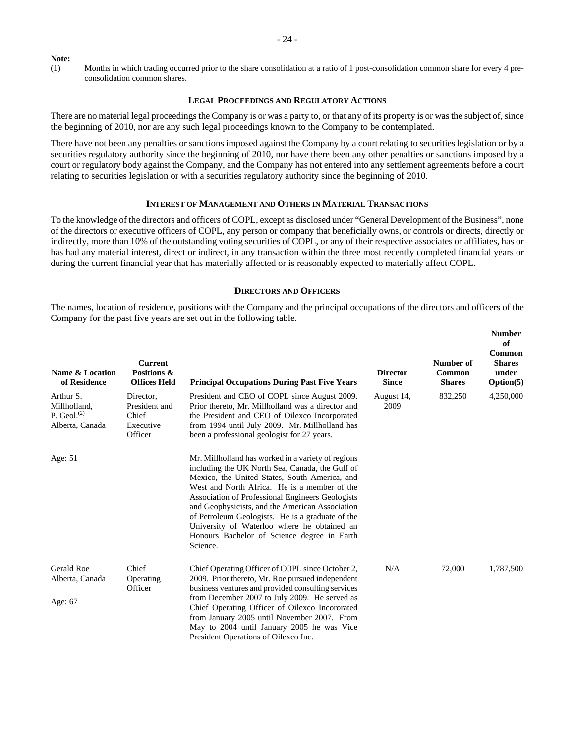**Note:**

(1) Months in which trading occurred prior to the share consolidation at a ratio of 1 post-consolidation common share for every 4 pre-consolidation common shares.

## LEGAL PROCEEDINGS AND REGULATORY ACTIONS

There are no material legal proceedings the Company is or was a party to, or that any of its property is or was the subject of, since the beginning of 2010, nor are any such legal proceedings known to the Company to be contemplated.

There have not been any penalties or sanctions imposed against the Company by a court relating to securities legislation or by a securities regulatory authority since the beginning of 2010, nor have there been any other penalties or sanctions imposed by a court or regulatory body against the Company, and the Company has not entered into any settlement agreements before a court relating to securities legislation or with a securities regulatory authority since the beginning of 2010.

## INTEREST OF MANAGEMENT AND OTHERS IN MATERIAL TRANSACTIONS

To the knowledge of the directors and officers of COPL, except as disclosed under "General Development of the Business", none of the directors or executive officers of COPL, any person or company that beneficially owns, or controls or directs, directly or indirectly, more than 10% of the outstanding voting securities of COPL, or any of their respective associates or affiliates, has or has had any material interest, direct or indirect, in any transaction within the three most recently completed financial years or during the current financial year that has materially affected or is reasonably expected to materially affect COPL.

## DIRECTORS AND OFFICERS

The names, location of residence, positions with the Company and the principal occupations of the directors and officers of the Company for the past five years are set out in the following table.

| Name & Location of Residence | Current Positions & Offices Held | Principal Occupations During Past Five Years | Director Since | Number of Common Shares | Number of Common Shares under Option(5) |
|---|---|---|---|---|---|
| Arthur S. Millholland, P. Geol.(2) Alberta, Canada<br><br>Age: 51 | Director, President and Chief Executive Officer | President and CEO of COPL since August 2009. Prior thereto, Mr. Millholland was a director and the President and CEO of Oilexco Incorporated from 1994 until July 2009. Mr. Millholland has been a professional geologist for 27 years.<br><br>Mr. Millholland has worked in a variety of regions including the UK North Sea, Canada, the Gulf of Mexico, the United States, South America, and West and North Africa. He is a member of the Association of Professional Engineers Geologists and Geophysicists, and the American Association of Petroleum Geologists. He is a graduate of the University of Waterloo where he obtained an Honours Bachelor of Science degree in Earth Science. | August 14, 2009 | 832,250 | 4,250,000 |
| Gerald Roe Alberta, Canada<br><br>Age: 67 | Chief Operating Officer | Chief Operating Officer of COPL since October 2, 2009. Prior thereto, Mr. Roe pursued independent business ventures and provided consulting services from December 2007 to July 2009. He served as Chief Operating Officer of Oilexco Incororated from January 2005 until November 2007. From May to 2004 until January 2005 he was Vice President Operations of Oilexco Inc. | N/A | 72,000 | 1,787,500 |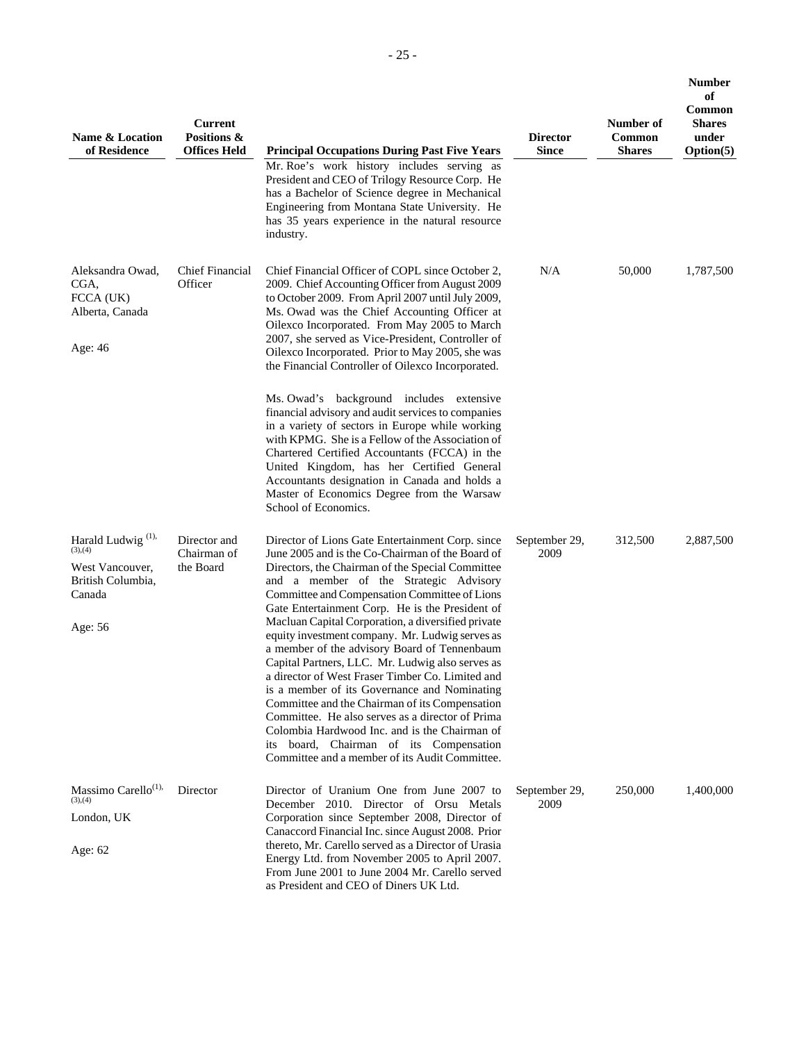| Name & Location of Residence | Current Positions & Offices Held | Principal Occupations During Past Five Years | Director Since | Number of Common Shares | Number of Common Shares under Option(5) |
|---|---|---|---|---|---|
| | | Mr. Roe's work history includes serving as President and CEO of Trilogy Resource Corp. He has a Bachelor of Science degree in Mechanical Engineering from Montana State University. He has 35 years experience in the natural resource industry. | | | |
| Aleksandra Owad, CGA, FCCA (UK) Alberta, Canada<br><br>Age: 46 | Chief Financial Officer | Chief Financial Officer of COPL since October 2, 2009. Chief Accounting Officer from August 2009 to October 2009. From April 2007 until July 2009, Ms. Owad was the Chief Accounting Officer at Oilexco Incorporated. From May 2005 to March 2007, she served as Vice-President, Controller of Oilexco Incorporated. Prior to May 2005, she was the Financial Controller of Oilexco Incorporated.<br><br>Ms. Owad's background includes extensive financial advisory and audit services to companies in a variety of sectors in Europe while working with KPMG. She is a Fellow of the Association of Chartered Certified Accountants (FCCA) in the United Kingdom, has her Certified General Accountants designation in Canada and holds a Master of Economics Degree from the Warsaw School of Economics. | N/A | 50,000 | 1,787,500 |
| Harald Ludwig [(1),(3),(4)]<br>West Vancouver, British Columbia, Canada<br><br>Age: 56 | Director and Chairman of the Board | Director of Lions Gate Entertainment Corp. since June 2005 and is the Co-Chairman of the Board of Directors, the Chairman of the Special Committee and a member of the Strategic Advisory Committee and Compensation Committee of Lions Gate Entertainment Corp. He is the President of Macluan Capital Corporation, a diversified private equity investment company. Mr. Ludwig serves as a member of the advisory Board of Tennenbaum Capital Partners, LLC. Mr. Ludwig also serves as a director of West Fraser Timber Co. Limited and is a member of its Governance and Nominating Committee and the Chairman of its Compensation Committee. He also serves as a director of Prima Colombia Hardwood Inc. and is the Chairman of its board, Chairman of its Compensation Committee and a member of its Audit Committee. | September 29, 2009 | 312,500 | 2,887,500 |
| Massimo Carello[(1),(3),(4)]<br>London, UK<br><br>Age: 62 | Director | Director of Uranium One from June 2007 to December 2010. Director of Orsu Metals Corporation since September 2008, Director of Canaccord Financial Inc. since August 2008. Prior thereto, Mr. Carello served as a Director of Urasia Energy Ltd. from November 2005 to April 2007. From June 2001 to June 2004 Mr. Carello served as President and CEO of Diners UK Ltd. | September 29, 2009 | 250,000 | 1,400,000 |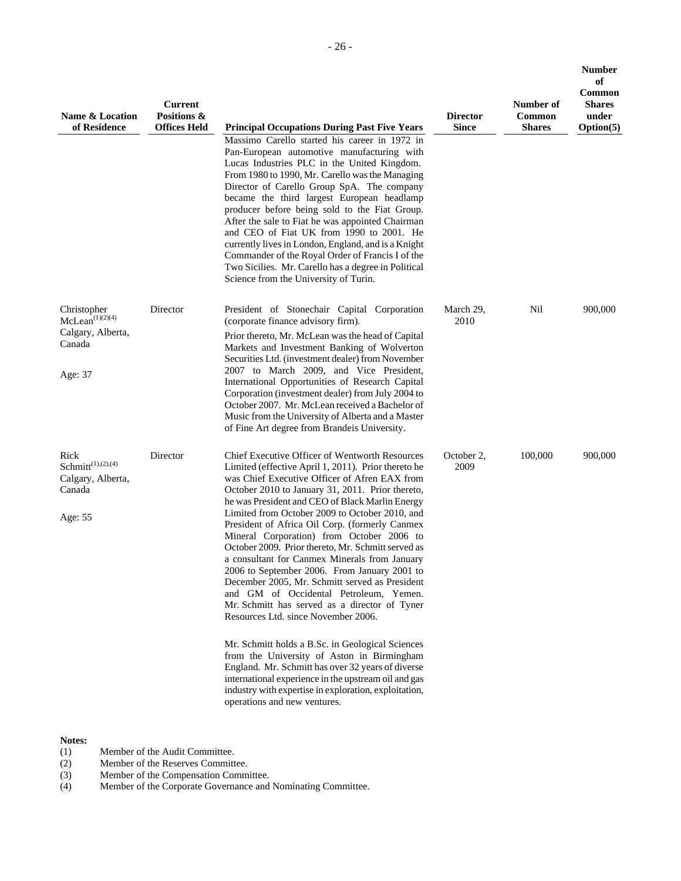| Name & Location of Residence | Current Positions & Offices Held | Principal Occupations During Past Five Years | Director Since | Number of Common Shares | Number of Common Shares under Option(5) |
|---|---|---|---|---|---|
| | | Massimo Carello started his career in 1972 in Pan-European automotive manufacturing with Lucas Industries PLC in the United Kingdom. From 1980 to 1990, Mr. Carello was the Managing Director of Carello Group SpA. The company became the third largest European headlamp producer before being sold to the Fiat Group. After the sale to Fiat he was appointed Chairman and CEO of Fiat UK from 1990 to 2001. He currently lives in London, England, and is a Knight Commander of the Royal Order of Francis I of the Two Sicilies. Mr. Carello has a degree in Political Science from the University of Turin. | | | |
| Christopher McLean(1)(2)(4)<br>Calgary, Alberta, Canada<br><br>Age: 37 | Director | President of Stonechair Capital Corporation (corporate finance advisory firm).<br>Prior thereto, Mr. McLean was the head of Capital Markets and Investment Banking of Wolverton Securities Ltd. (investment dealer) from November 2007 to March 2009, and Vice President, International Opportunities of Research Capital Corporation (investment dealer) from July 2004 to October 2007. Mr. McLean received a Bachelor of Music from the University of Alberta and a Master of Fine Art degree from Brandeis University. | March 29, 2010 | Nil | 900,000 |
| Rick Schmitt(1),(2),(4)<br>Calgary, Alberta, Canada<br><br>Age: 55 | Director | Chief Executive Officer of Wentworth Resources Limited (effective April 1, 2011). Prior thereto he was Chief Executive Officer of Afren EAX from October 2010 to January 31, 2011. Prior thereto, he was President and CEO of Black Marlin Energy Limited from October 2009 to October 2010, and President of Africa Oil Corp. (formerly Canmex Mineral Corporation) from October 2006 to October 2009. Prior thereto, Mr. Schmitt served as a consultant for Canmex Minerals from January 2006 to September 2006. From January 2001 to December 2005, Mr. Schmitt served as President and GM of Occidental Petroleum, Yemen. Mr. Schmitt has served as a director of Tyner Resources Ltd. since November 2006.<br><br>Mr. Schmitt holds a B.Sc. in Geological Sciences from the University of Aston in Birmingham England. Mr. Schmitt has over 32 years of diverse international experience in the upstream oil and gas industry with expertise in exploration, exploitation, operations and new ventures. | October 2, 2009 | 100,000 | 900,000 |

**Notes:**

(1) Member of the Audit Committee.
(2) Member of the Reserves Committee.
(3) Member of the Compensation Committee.
(4) Member of the Corporate Governance and Nominating Committee.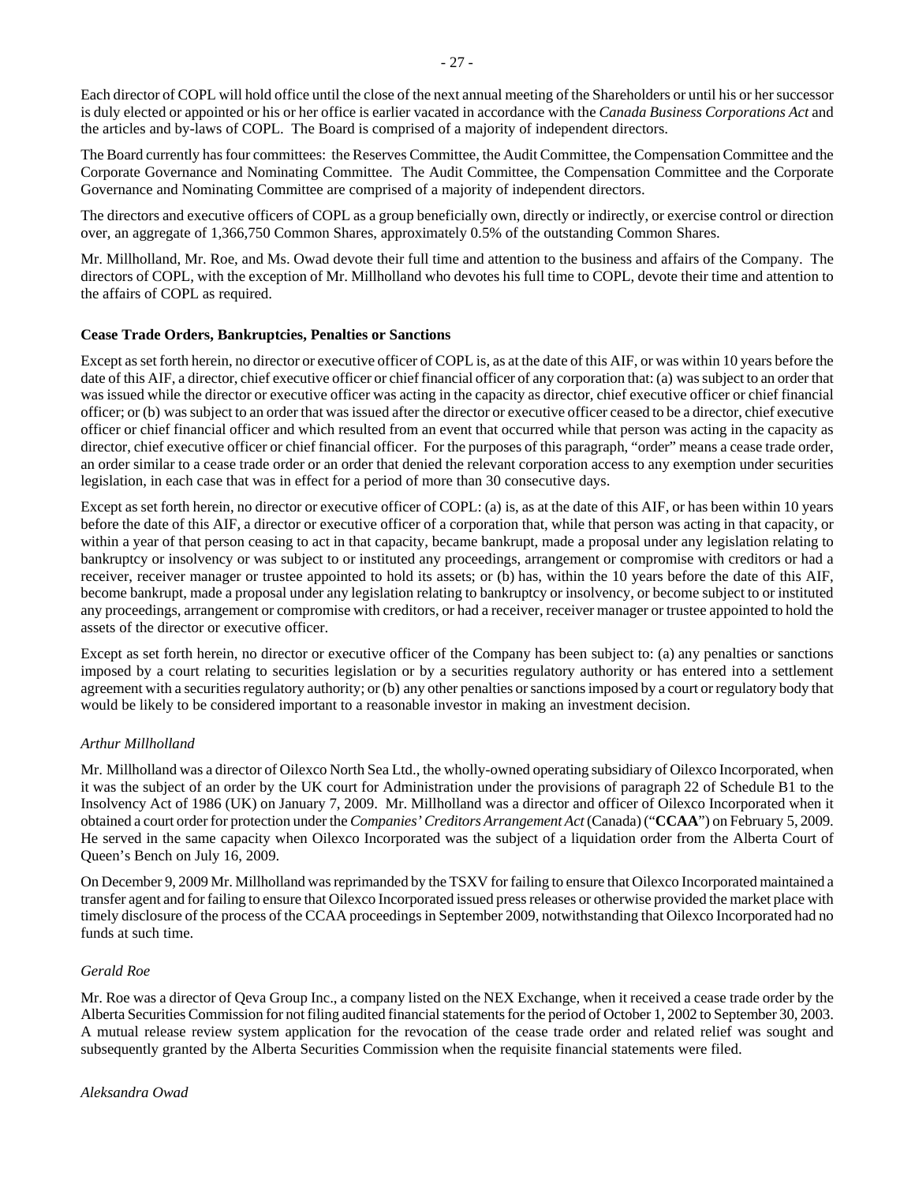Each director of COPL will hold office until the close of the next annual meeting of the Shareholders or until his or her successor is duly elected or appointed or his or her office is earlier vacated in accordance with the *Canada Business Corporations Act* and the articles and by-laws of COPL. The Board is comprised of a majority of independent directors.

The Board currently has four committees: the Reserves Committee, the Audit Committee, the Compensation Committee and the Corporate Governance and Nominating Committee. The Audit Committee, the Compensation Committee and the Corporate Governance and Nominating Committee are comprised of a majority of independent directors.

The directors and executive officers of COPL as a group beneficially own, directly or indirectly, or exercise control or direction over, an aggregate of 1,366,750 Common Shares, approximately 0.5% of the outstanding Common Shares.

Mr. Millholland, Mr. Roe, and Ms. Owad devote their full time and attention to the business and affairs of the Company. The directors of COPL, with the exception of Mr. Millholland who devotes his full time to COPL, devote their time and attention to the affairs of COPL as required.

**Cease Trade Orders, Bankruptcies, Penalties or Sanctions**

Except as set forth herein, no director or executive officer of COPL is, as at the date of this AIF, or was within 10 years before the date of this AIF, a director, chief executive officer or chief financial officer of any corporation that: (a) was subject to an order that was issued while the director or executive officer was acting in the capacity as director, chief executive officer or chief financial officer; or (b) was subject to an order that was issued after the director or executive officer ceased to be a director, chief executive officer or chief financial officer and which resulted from an event that occurred while that person was acting in the capacity as director, chief executive officer or chief financial officer. For the purposes of this paragraph, "order" means a cease trade order, an order similar to a cease trade order or an order that denied the relevant corporation access to any exemption under securities legislation, in each case that was in effect for a period of more than 30 consecutive days.

Except as set forth herein, no director or executive officer of COPL: (a) is, as at the date of this AIF, or has been within 10 years before the date of this AIF, a director or executive officer of a corporation that, while that person was acting in that capacity, or within a year of that person ceasing to act in that capacity, became bankrupt, made a proposal under any legislation relating to bankruptcy or insolvency or was subject to or instituted any proceedings, arrangement or compromise with creditors or had a receiver, receiver manager or trustee appointed to hold its assets; or (b) has, within the 10 years before the date of this AIF, become bankrupt, made a proposal under any legislation relating to bankruptcy or insolvency, or become subject to or instituted any proceedings, arrangement or compromise with creditors, or had a receiver, receiver manager or trustee appointed to hold the assets of the director or executive officer.

Except as set forth herein, no director or executive officer of the Company has been subject to: (a) any penalties or sanctions imposed by a court relating to securities legislation or by a securities regulatory authority or has entered into a settlement agreement with a securities regulatory authority; or (b) any other penalties or sanctions imposed by a court or regulatory body that would be likely to be considered important to a reasonable investor in making an investment decision.

*Arthur Millholland*

Mr. Millholland was a director of Oilexco North Sea Ltd., the wholly-owned operating subsidiary of Oilexco Incorporated, when it was the subject of an order by the UK court for Administration under the provisions of paragraph 22 of Schedule B1 to the Insolvency Act of 1986 (UK) on January 7, 2009. Mr. Millholland was a director and officer of Oilexco Incorporated when it obtained a court order for protection under the *Companies' Creditors Arrangement Act* (Canada) ("**CCAA**") on February 5, 2009. He served in the same capacity when Oilexco Incorporated was the subject of a liquidation order from the Alberta Court of Queen's Bench on July 16, 2009.

On December 9, 2009 Mr. Millholland was reprimanded by the TSXV for failing to ensure that Oilexco Incorporated maintained a transfer agent and for failing to ensure that Oilexco Incorporated issued press releases or otherwise provided the market place with timely disclosure of the process of the CCAA proceedings in September 2009, notwithstanding that Oilexco Incorporated had no funds at such time.

*Gerald Roe*

Mr. Roe was a director of Qeva Group Inc., a company listed on the NEX Exchange, when it received a cease trade order by the Alberta Securities Commission for not filing audited financial statements for the period of October 1, 2002 to September 30, 2003. A mutual release review system application for the revocation of the cease trade order and related relief was sought and subsequently granted by the Alberta Securities Commission when the requisite financial statements were filed.

*Aleksandra Owad*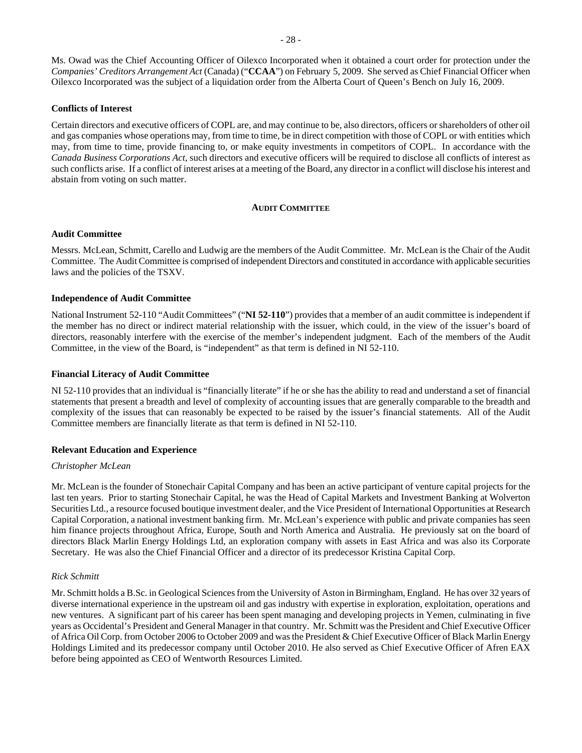Ms. Owad was the Chief Accounting Officer of Oilexco Incorporated when it obtained a court order for protection under the *Companies' Creditors Arrangement Act* (Canada) ("**CCAA**") on February 5, 2009. She served as Chief Financial Officer when Oilexco Incorporated was the subject of a liquidation order from the Alberta Court of Queen's Bench on July 16, 2009.

**Conflicts of Interest**

Certain directors and executive officers of COPL are, and may continue to be, also directors, officers or shareholders of other oil and gas companies whose operations may, from time to time, be in direct competition with those of COPL or with entities which may, from time to time, provide financing to, or make equity investments in competitors of COPL. In accordance with the *Canada Business Corporations Act*, such directors and executive officers will be required to disclose all conflicts of interest as such conflicts arise. If a conflict of interest arises at a meeting of the Board, any director in a conflict will disclose his interest and abstain from voting on such matter.

## AUDIT COMMITTEE

**Audit Committee**

Messrs. McLean, Schmitt, Carello and Ludwig are the members of the Audit Committee. Mr. McLean is the Chair of the Audit Committee. The Audit Committee is comprised of independent Directors and constituted in accordance with applicable securities laws and the policies of the TSXV.

**Independence of Audit Committee**

National Instrument 52-110 "Audit Committees" ("**NI 52-110**") provides that a member of an audit committee is independent if the member has no direct or indirect material relationship with the issuer, which could, in the view of the issuer's board of directors, reasonably interfere with the exercise of the member's independent judgment. Each of the members of the Audit Committee, in the view of the Board, is "independent" as that term is defined in NI 52-110.

**Financial Literacy of Audit Committee**

NI 52-110 provides that an individual is "financially literate" if he or she has the ability to read and understand a set of financial statements that present a breadth and level of complexity of accounting issues that are generally comparable to the breadth and complexity of the issues that can reasonably be expected to be raised by the issuer's financial statements. All of the Audit Committee members are financially literate as that term is defined in NI 52-110.

**Relevant Education and Experience**

*Christopher McLean*

Mr. McLean is the founder of Stonechair Capital Company and has been an active participant of venture capital projects for the last ten years. Prior to starting Stonechair Capital, he was the Head of Capital Markets and Investment Banking at Wolverton Securities Ltd., a resource focused boutique investment dealer, and the Vice President of International Opportunities at Research Capital Corporation, a national investment banking firm. Mr. McLean's experience with public and private companies has seen him finance projects throughout Africa, Europe, South and North America and Australia. He previously sat on the board of directors Black Marlin Energy Holdings Ltd, an exploration company with assets in East Africa and was also its Corporate Secretary. He was also the Chief Financial Officer and a director of its predecessor Kristina Capital Corp.

*Rick Schmitt*

Mr. Schmitt holds a B.Sc. in Geological Sciences from the University of Aston in Birmingham, England. He has over 32 years of diverse international experience in the upstream oil and gas industry with expertise in exploration, exploitation, operations and new ventures. A significant part of his career has been spent managing and developing projects in Yemen, culminating in five years as Occidental's President and General Manager in that country. Mr. Schmitt was the President and Chief Executive Officer of Africa Oil Corp. from October 2006 to October 2009 and was the President & Chief Executive Officer of Black Marlin Energy Holdings Limited and its predecessor company until October 2010. He also served as Chief Executive Officer of Afren EAX before being appointed as CEO of Wentworth Resources Limited.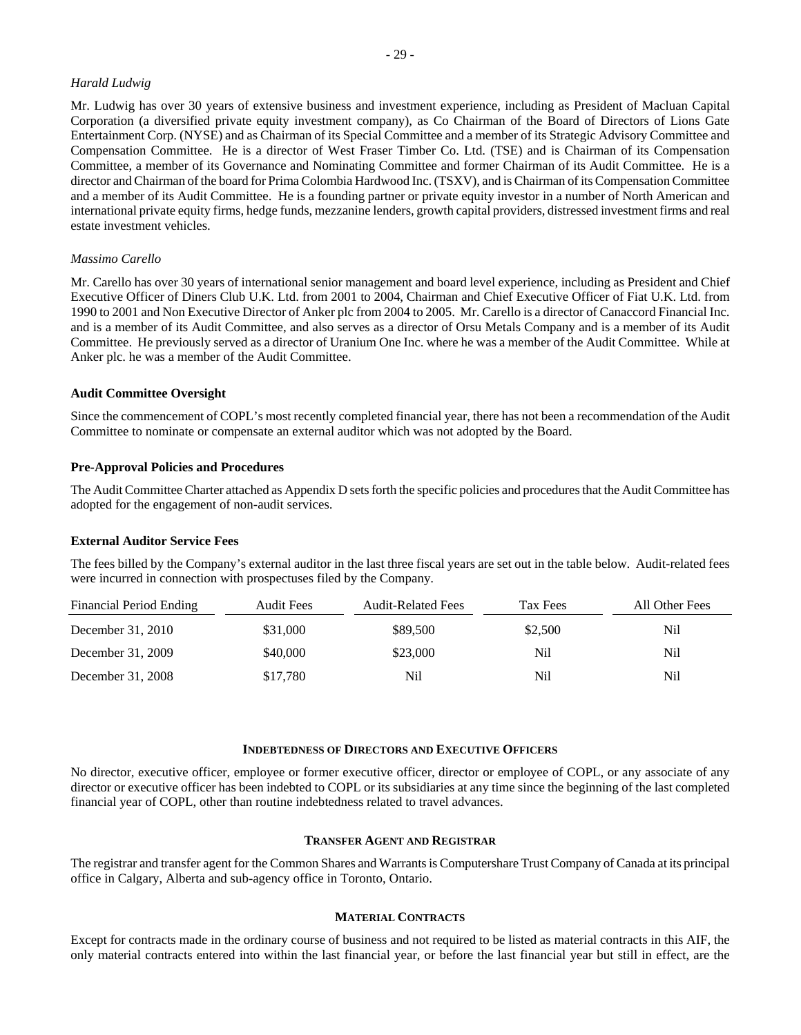*Harald Ludwig*

Mr. Ludwig has over 30 years of extensive business and investment experience, including as President of Macluan Capital Corporation (a diversified private equity investment company), as Co Chairman of the Board of Directors of Lions Gate Entertainment Corp. (NYSE) and as Chairman of its Special Committee and a member of its Strategic Advisory Committee and Compensation Committee. He is a director of West Fraser Timber Co. Ltd. (TSE) and is Chairman of its Compensation Committee, a member of its Governance and Nominating Committee and former Chairman of its Audit Committee. He is a director and Chairman of the board for Prima Colombia Hardwood Inc. (TSXV), and is Chairman of its Compensation Committee and a member of its Audit Committee. He is a founding partner or private equity investor in a number of North American and international private equity firms, hedge funds, mezzanine lenders, growth capital providers, distressed investment firms and real estate investment vehicles.

*Massimo Carello*

Mr. Carello has over 30 years of international senior management and board level experience, including as President and Chief Executive Officer of Diners Club U.K. Ltd. from 2001 to 2004, Chairman and Chief Executive Officer of Fiat U.K. Ltd. from 1990 to 2001 and Non Executive Director of Anker plc from 2004 to 2005. Mr. Carello is a director of Canaccord Financial Inc. and is a member of its Audit Committee, and also serves as a director of Orsu Metals Company and is a member of its Audit Committee. He previously served as a director of Uranium One Inc. where he was a member of the Audit Committee. While at Anker plc. he was a member of the Audit Committee.

**Audit Committee Oversight**

Since the commencement of COPL's most recently completed financial year, there has not been a recommendation of the Audit Committee to nominate or compensate an external auditor which was not adopted by the Board.

**Pre-Approval Policies and Procedures**

The Audit Committee Charter attached as Appendix D sets forth the specific policies and procedures that the Audit Committee has adopted for the engagement of non-audit services.

**External Auditor Service Fees**

The fees billed by the Company's external auditor in the last three fiscal years are set out in the table below. Audit-related fees were incurred in connection with prospectuses filed by the Company.

| Financial Period Ending | Audit Fees | Audit-Related Fees | Tax Fees | All Other Fees |
|---|---|---|---|---|
| December 31, 2010 | $31,000 | $89,500 | $2,500 | Nil |
| December 31, 2009 | $40,000 | $23,000 | Nil | Nil |
| December 31, 2008 | $17,780 | Nil | Nil | Nil |

## INDEBTEDNESS OF DIRECTORS AND EXECUTIVE OFFICERS

No director, executive officer, employee or former executive officer, director or employee of COPL, or any associate of any director or executive officer has been indebted to COPL or its subsidiaries at any time since the beginning of the last completed financial year of COPL, other than routine indebtedness related to travel advances.

## TRANSFER AGENT AND REGISTRAR

The registrar and transfer agent for the Common Shares and Warrants is Computershare Trust Company of Canada at its principal office in Calgary, Alberta and sub-agency office in Toronto, Ontario.

## MATERIAL CONTRACTS

Except for contracts made in the ordinary course of business and not required to be listed as material contracts in this AIF, the only material contracts entered into within the last financial year, or before the last financial year but still in effect, are the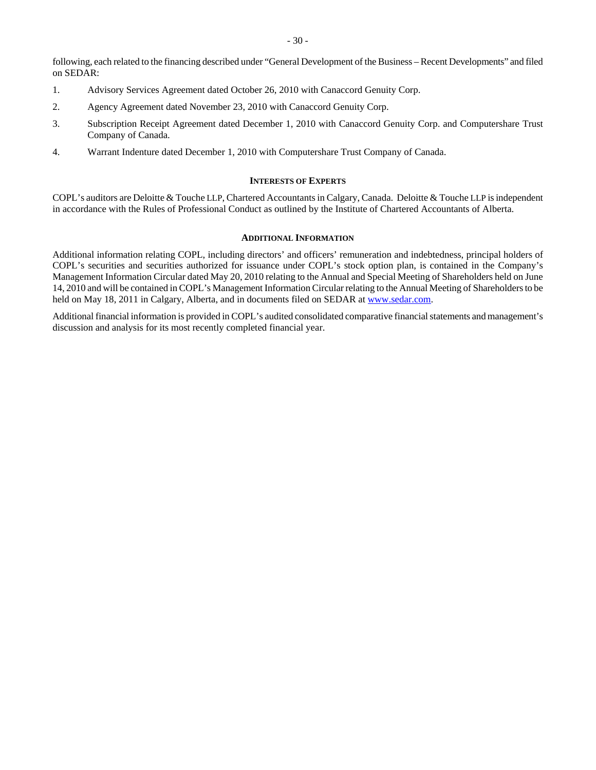following, each related to the financing described under "General Development of the Business – Recent Developments" and filed on SEDAR:

1. Advisory Services Agreement dated October 26, 2010 with Canaccord Genuity Corp.
2. Agency Agreement dated November 23, 2010 with Canaccord Genuity Corp.
3. Subscription Receipt Agreement dated December 1, 2010 with Canaccord Genuity Corp. and Computershare Trust Company of Canada.
4. Warrant Indenture dated December 1, 2010 with Computershare Trust Company of Canada.

## INTERESTS OF EXPERTS

COPL's auditors are Deloitte & Touche LLP, Chartered Accountants in Calgary, Canada. Deloitte & Touche LLP is independent in accordance with the Rules of Professional Conduct as outlined by the Institute of Chartered Accountants of Alberta.

## ADDITIONAL INFORMATION

Additional information relating COPL, including directors' and officers' remuneration and indebtedness, principal holders of COPL's securities and securities authorized for issuance under COPL's stock option plan, is contained in the Company's Management Information Circular dated May 20, 2010 relating to the Annual and Special Meeting of Shareholders held on June 14, 2010 and will be contained in COPL's Management Information Circular relating to the Annual Meeting of Shareholders to be held on May 18, 2011 in Calgary, Alberta, and in documents filed on SEDAR at www.sedar.com.

Additional financial information is provided in COPL's audited consolidated comparative financial statements and management's discussion and analysis for its most recently completed financial year.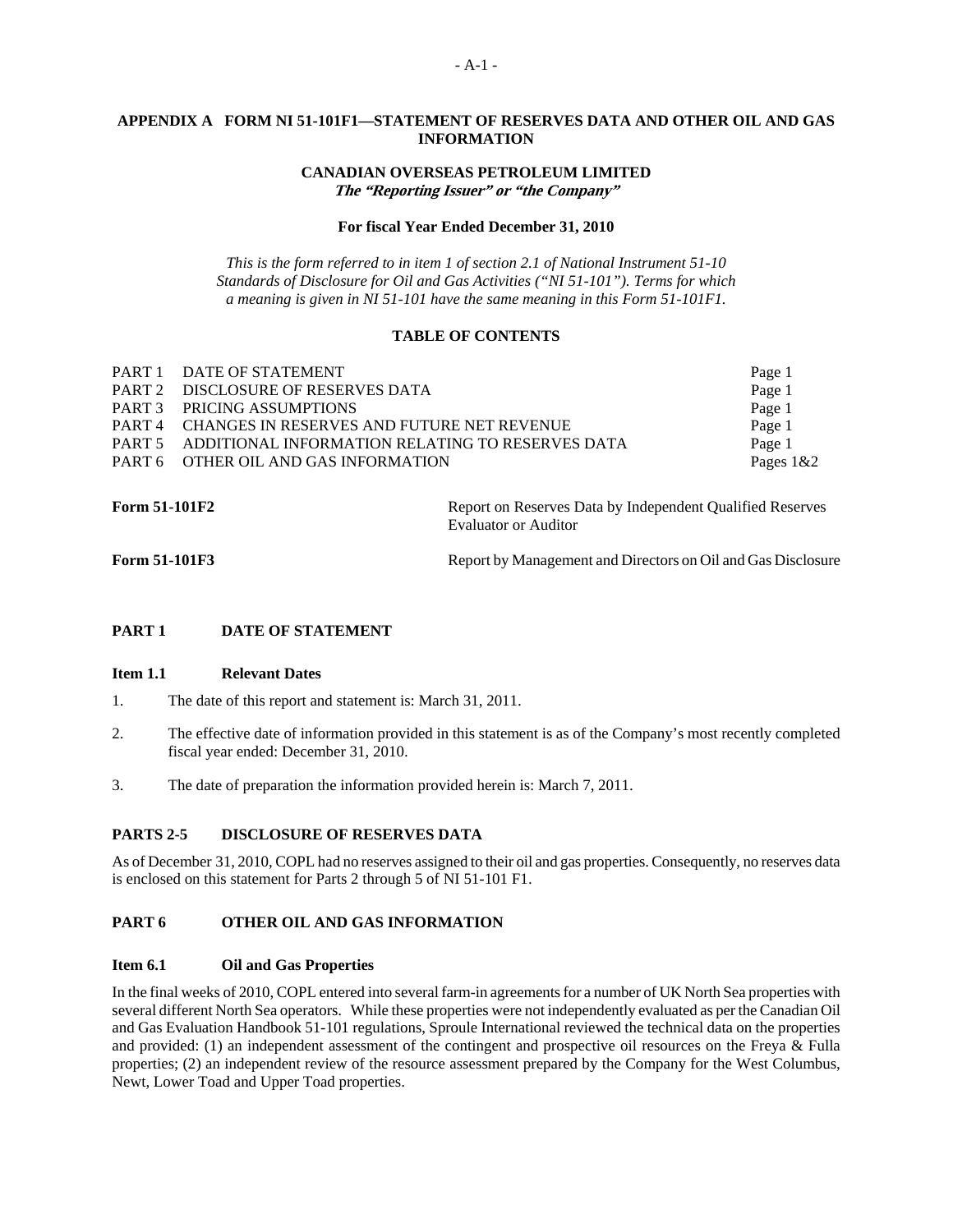# APPENDIX A FORM NI 51-101F1—STATEMENT OF RESERVES DATA AND OTHER OIL AND GAS INFORMATION

**CANADIAN OVERSEAS PETROLEUM LIMITED**
***The "Reporting Issuer" or "the Company"***

**For fiscal Year Ended December 31, 2010**

*This is the form referred to in item 1 of section 2.1 of National Instrument 51-10 Standards of Disclosure for Oil and Gas Activities ("NI 51-101"). Terms for which a meaning is given in NI 51-101 have the same meaning in this Form 51-101F1.*

**TABLE OF CONTENTS**

| | | |
|---|---|---|
| PART 1 | DATE OF STATEMENT | Page 1 |
| PART 2 | DISCLOSURE OF RESERVES DATA | Page 1 |
| PART 3 | PRICING ASSUMPTIONS | Page 1 |
| PART 4 | CHANGES IN RESERVES AND FUTURE NET REVENUE | Page 1 |
| PART 5 | ADDITIONAL INFORMATION RELATING TO RESERVES DATA | Page 1 |
| PART 6 | OTHER OIL AND GAS INFORMATION | Pages 1&2 |

| | |
|---|---|
| **Form 51-101F2** | Report on Reserves Data by Independent Qualified Reserves Evaluator or Auditor |
| **Form 51-101F3** | Report by Management and Directors on Oil and Gas Disclosure |

## PART 1 DATE OF STATEMENT

### Item 1.1 Relevant Dates

1. The date of this report and statement is: March 31, 2011.
2. The effective date of information provided in this statement is as of the Company's most recently completed fiscal year ended: December 31, 2010.
3. The date of preparation the information provided herein is: March 7, 2011.

## PARTS 2-5 DISCLOSURE OF RESERVES DATA

As of December 31, 2010, COPL had no reserves assigned to their oil and gas properties. Consequently, no reserves data is enclosed on this statement for Parts 2 through 5 of NI 51-101 F1.

## PART 6 OTHER OIL AND GAS INFORMATION

### Item 6.1 Oil and Gas Properties

In the final weeks of 2010, COPL entered into several farm-in agreements for a number of UK North Sea properties with several different North Sea operators. While these properties were not independently evaluated as per the Canadian Oil and Gas Evaluation Handbook 51-101 regulations, Sproule International reviewed the technical data on the properties and provided: (1) an independent assessment of the contingent and prospective oil resources on the Freya & Fulla properties; (2) an independent review of the resource assessment prepared by the Company for the West Columbus, Newt, Lower Toad and Upper Toad properties.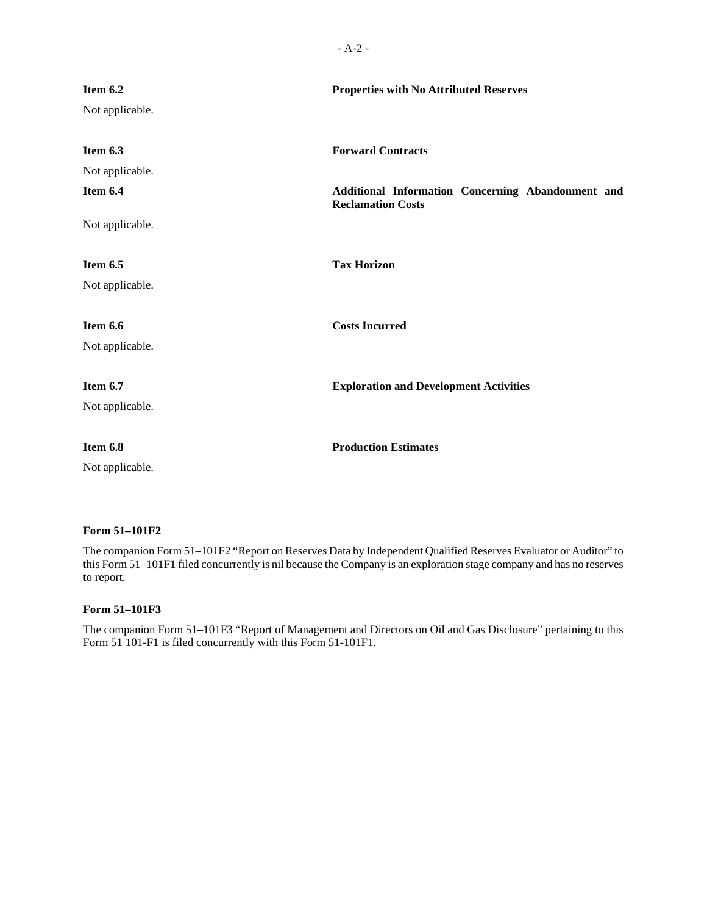**Item 6.2** **Properties with No Attributed Reserves**

Not applicable.

**Item 6.3** **Forward Contracts**

Not applicable.

**Item 6.4** **Additional Information Concerning Abandonment and Reclamation Costs**

Not applicable.

**Item 6.5** **Tax Horizon**

Not applicable.

**Item 6.6** **Costs Incurred**

Not applicable.

**Item 6.7** **Exploration and Development Activities**

Not applicable.

**Item 6.8** **Production Estimates**

Not applicable.

**Form 51–101F2**

The companion Form 51–101F2 "Report on Reserves Data by Independent Qualified Reserves Evaluator or Auditor" to this Form 51–101F1 filed concurrently is nil because the Company is an exploration stage company and has no reserves to report.

**Form 51–101F3**

The companion Form 51–101F3 "Report of Management and Directors on Oil and Gas Disclosure" pertaining to this Form 51 101-F1 is filed concurrently with this Form 51-101F1.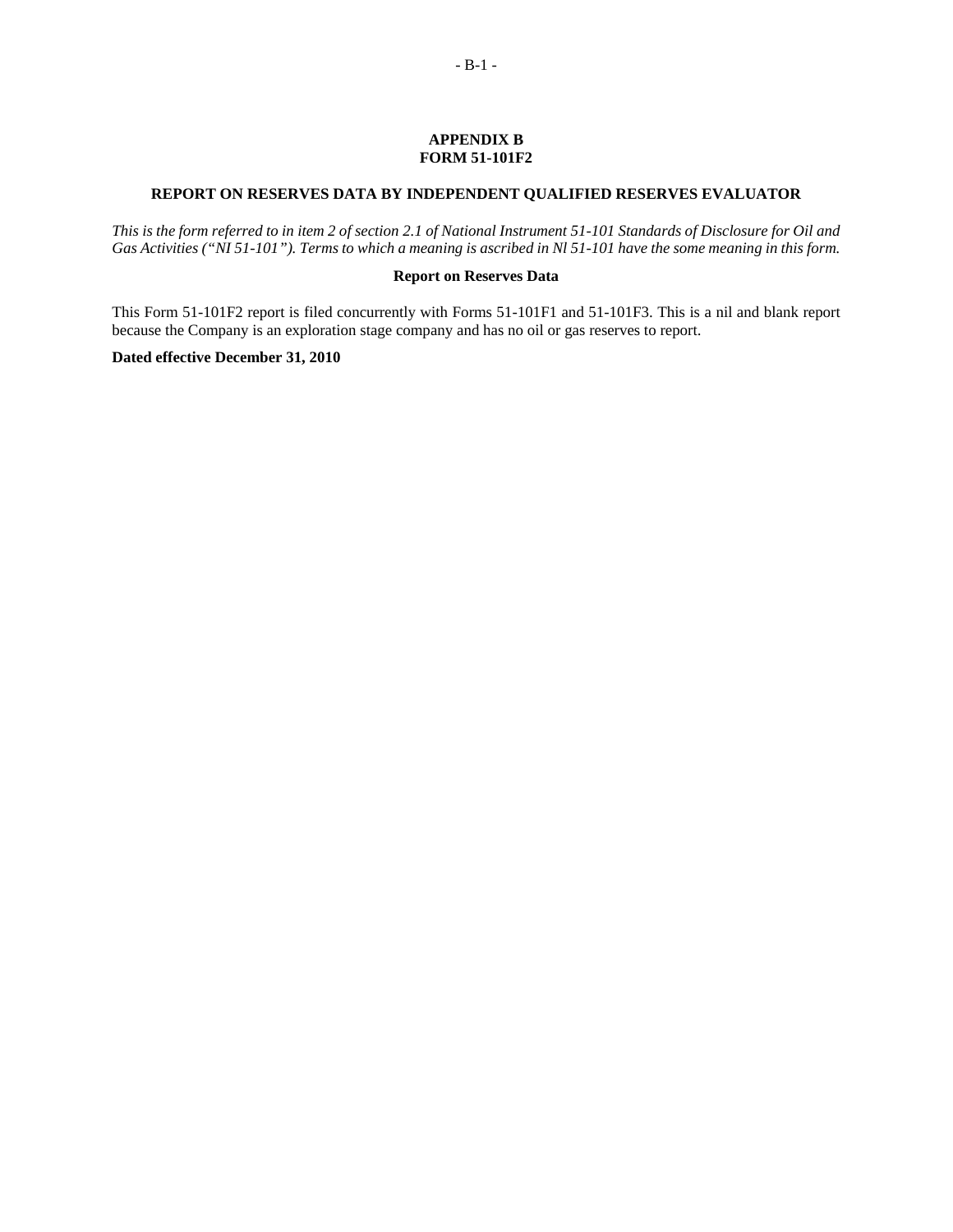# APPENDIX B
# FORM 51-101F2

## REPORT ON RESERVES DATA BY INDEPENDENT QUALIFIED RESERVES EVALUATOR

*This is the form referred to in item 2 of section 2.1 of National Instrument 51-101 Standards of Disclosure for Oil and Gas Activities ("NI 51-101"). Terms to which a meaning is ascribed in Nl 51-101 have the some meaning in this form.*

### Report on Reserves Data

This Form 51-101F2 report is filed concurrently with Forms 51-101F1 and 51-101F3. This is a nil and blank report because the Company is an exploration stage company and has no oil or gas reserves to report.

**Dated effective December 31, 2010**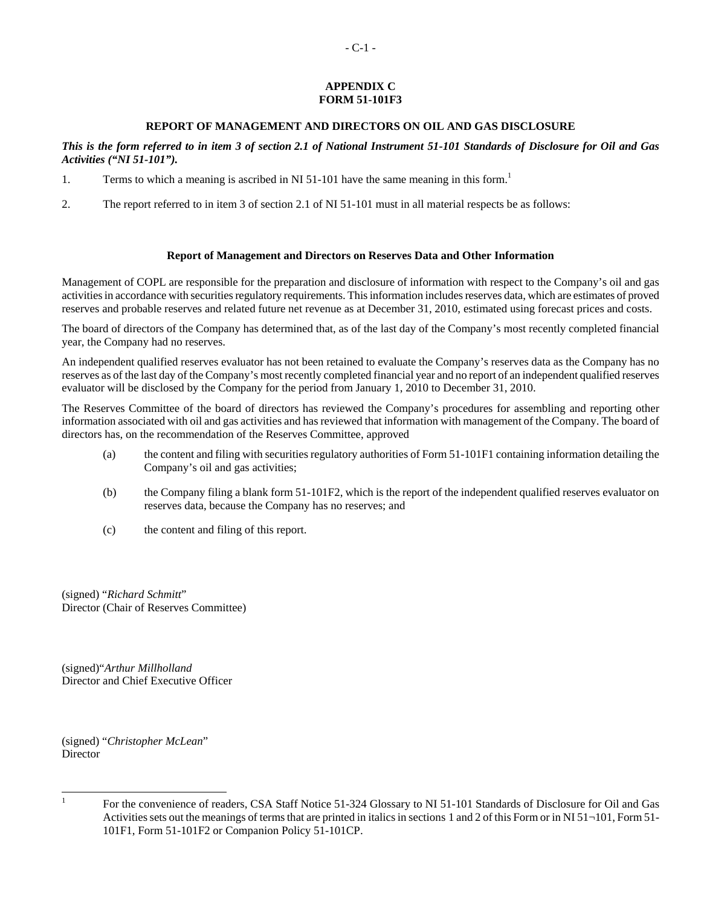# APPENDIX C
# FORM 51-101F3

## REPORT OF MANAGEMENT AND DIRECTORS ON OIL AND GAS DISCLOSURE

***This is the form referred to in item 3 of section 2.1 of National Instrument 51-101 Standards of Disclosure for Oil and Gas Activities ("NI 51-101").***

1. Terms to which a meaning is ascribed in NI 51-101 have the same meaning in this form.[1]

2. The report referred to in item 3 of section 2.1 of NI 51-101 must in all material respects be as follows:

### Report of Management and Directors on Reserves Data and Other Information

Management of COPL are responsible for the preparation and disclosure of information with respect to the Company's oil and gas activities in accordance with securities regulatory requirements. This information includes reserves data, which are estimates of proved reserves and probable reserves and related future net revenue as at December 31, 2010, estimated using forecast prices and costs.

The board of directors of the Company has determined that, as of the last day of the Company's most recently completed financial year, the Company had no reserves.

An independent qualified reserves evaluator has not been retained to evaluate the Company's reserves data as the Company has no reserves as of the last day of the Company's most recently completed financial year and no report of an independent qualified reserves evaluator will be disclosed by the Company for the period from January 1, 2010 to December 31, 2010.

The Reserves Committee of the board of directors has reviewed the Company's procedures for assembling and reporting other information associated with oil and gas activities and has reviewed that information with management of the Company. The board of directors has, on the recommendation of the Reserves Committee, approved

(a) the content and filing with securities regulatory authorities of Form 51-101F1 containing information detailing the Company's oil and gas activities;

(b) the Company filing a blank form 51-101F2, which is the report of the independent qualified reserves evaluator on reserves data, because the Company has no reserves; and

(c) the content and filing of this report.

(signed) "*Richard Schmitt*"
Director (Chair of Reserves Committee)

(signed)"*Arthur Millholland*
Director and Chief Executive Officer

(signed) "*Christopher McLean*"
Director

[1] For the convenience of readers, CSA Staff Notice 51-324 Glossary to NI 51-101 Standards of Disclosure for Oil and Gas Activities sets out the meanings of terms that are printed in italics in sections 1 and 2 of this Form or in NI 51¬101, Form 51-101F1, Form 51-101F2 or Companion Policy 51-101CP.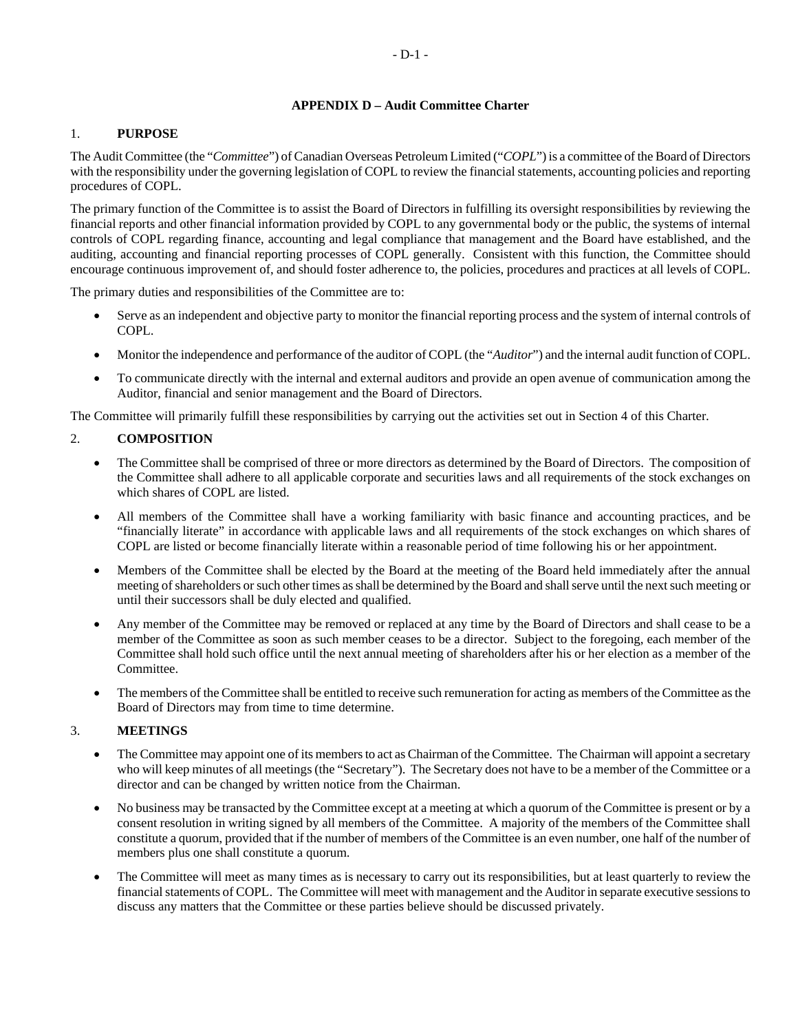## APPENDIX D – Audit Committee Charter

### 1. PURPOSE

The Audit Committee (the "*Committee*") of Canadian Overseas Petroleum Limited ("*COPL*") is a committee of the Board of Directors with the responsibility under the governing legislation of COPL to review the financial statements, accounting policies and reporting procedures of COPL.

The primary function of the Committee is to assist the Board of Directors in fulfilling its oversight responsibilities by reviewing the financial reports and other financial information provided by COPL to any governmental body or the public, the systems of internal controls of COPL regarding finance, accounting and legal compliance that management and the Board have established, and the auditing, accounting and financial reporting processes of COPL generally. Consistent with this function, the Committee should encourage continuous improvement of, and should foster adherence to, the policies, procedures and practices at all levels of COPL.

The primary duties and responsibilities of the Committee are to:

- Serve as an independent and objective party to monitor the financial reporting process and the system of internal controls of COPL.
- Monitor the independence and performance of the auditor of COPL (the "*Auditor*") and the internal audit function of COPL.
- To communicate directly with the internal and external auditors and provide an open avenue of communication among the Auditor, financial and senior management and the Board of Directors.

The Committee will primarily fulfill these responsibilities by carrying out the activities set out in Section 4 of this Charter.

### 2. COMPOSITION

- The Committee shall be comprised of three or more directors as determined by the Board of Directors. The composition of the Committee shall adhere to all applicable corporate and securities laws and all requirements of the stock exchanges on which shares of COPL are listed.
- All members of the Committee shall have a working familiarity with basic finance and accounting practices, and be "financially literate" in accordance with applicable laws and all requirements of the stock exchanges on which shares of COPL are listed or become financially literate within a reasonable period of time following his or her appointment.
- Members of the Committee shall be elected by the Board at the meeting of the Board held immediately after the annual meeting of shareholders or such other times as shall be determined by the Board and shall serve until the next such meeting or until their successors shall be duly elected and qualified.
- Any member of the Committee may be removed or replaced at any time by the Board of Directors and shall cease to be a member of the Committee as soon as such member ceases to be a director. Subject to the foregoing, each member of the Committee shall hold such office until the next annual meeting of shareholders after his or her election as a member of the Committee.
- The members of the Committee shall be entitled to receive such remuneration for acting as members of the Committee as the Board of Directors may from time to time determine.

### 3. MEETINGS

- The Committee may appoint one of its members to act as Chairman of the Committee. The Chairman will appoint a secretary who will keep minutes of all meetings (the "Secretary"). The Secretary does not have to be a member of the Committee or a director and can be changed by written notice from the Chairman.
- No business may be transacted by the Committee except at a meeting at which a quorum of the Committee is present or by a consent resolution in writing signed by all members of the Committee. A majority of the members of the Committee shall constitute a quorum, provided that if the number of members of the Committee is an even number, one half of the number of members plus one shall constitute a quorum.
- The Committee will meet as many times as is necessary to carry out its responsibilities, but at least quarterly to review the financial statements of COPL. The Committee will meet with management and the Auditor in separate executive sessions to discuss any matters that the Committee or these parties believe should be discussed privately.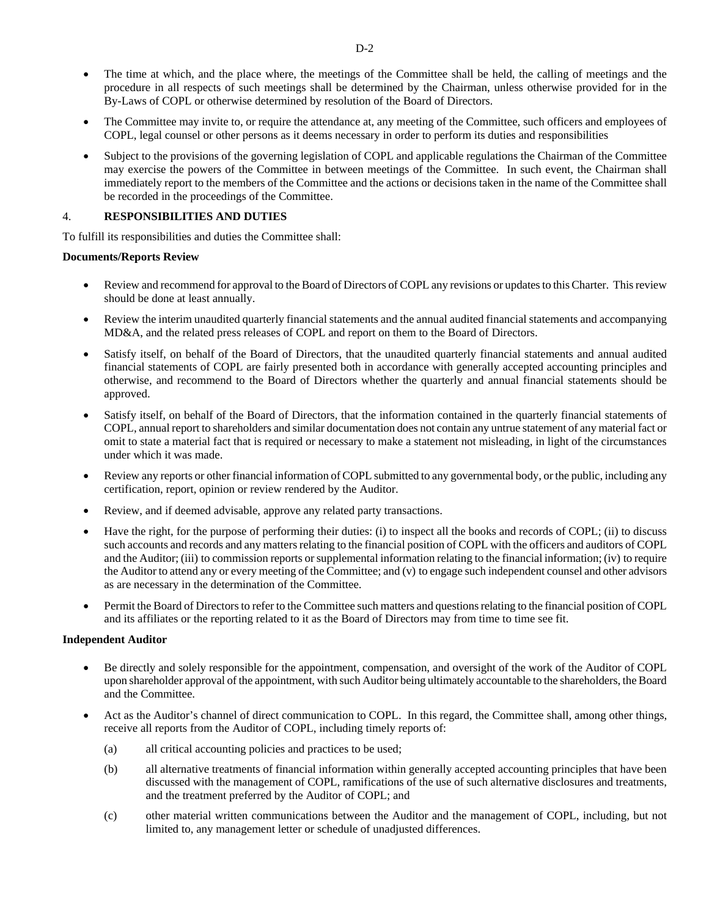- The time at which, and the place where, the meetings of the Committee shall be held, the calling of meetings and the procedure in all respects of such meetings shall be determined by the Chairman, unless otherwise provided for in the By-Laws of COPL or otherwise determined by resolution of the Board of Directors.
- The Committee may invite to, or require the attendance at, any meeting of the Committee, such officers and employees of COPL, legal counsel or other persons as it deems necessary in order to perform its duties and responsibilities
- Subject to the provisions of the governing legislation of COPL and applicable regulations the Chairman of the Committee may exercise the powers of the Committee in between meetings of the Committee. In such event, the Chairman shall immediately report to the members of the Committee and the actions or decisions taken in the name of the Committee shall be recorded in the proceedings of the Committee.

## 4. RESPONSIBILITIES AND DUTIES

To fulfill its responsibilities and duties the Committee shall:

**Documents/Reports Review**

- Review and recommend for approval to the Board of Directors of COPL any revisions or updates to this Charter. This review should be done at least annually.
- Review the interim unaudited quarterly financial statements and the annual audited financial statements and accompanying MD&A, and the related press releases of COPL and report on them to the Board of Directors.
- Satisfy itself, on behalf of the Board of Directors, that the unaudited quarterly financial statements and annual audited financial statements of COPL are fairly presented both in accordance with generally accepted accounting principles and otherwise, and recommend to the Board of Directors whether the quarterly and annual financial statements should be approved.
- Satisfy itself, on behalf of the Board of Directors, that the information contained in the quarterly financial statements of COPL, annual report to shareholders and similar documentation does not contain any untrue statement of any material fact or omit to state a material fact that is required or necessary to make a statement not misleading, in light of the circumstances under which it was made.
- Review any reports or other financial information of COPL submitted to any governmental body, or the public, including any certification, report, opinion or review rendered by the Auditor.
- Review, and if deemed advisable, approve any related party transactions.
- Have the right, for the purpose of performing their duties: (i) to inspect all the books and records of COPL; (ii) to discuss such accounts and records and any matters relating to the financial position of COPL with the officers and auditors of COPL and the Auditor; (iii) to commission reports or supplemental information relating to the financial information; (iv) to require the Auditor to attend any or every meeting of the Committee; and (v) to engage such independent counsel and other advisors as are necessary in the determination of the Committee.
- Permit the Board of Directors to refer to the Committee such matters and questions relating to the financial position of COPL and its affiliates or the reporting related to it as the Board of Directors may from time to time see fit.

**Independent Auditor**

- Be directly and solely responsible for the appointment, compensation, and oversight of the work of the Auditor of COPL upon shareholder approval of the appointment, with such Auditor being ultimately accountable to the shareholders, the Board and the Committee.
- Act as the Auditor's channel of direct communication to COPL. In this regard, the Committee shall, among other things, receive all reports from the Auditor of COPL, including timely reports of:
  - (a) all critical accounting policies and practices to be used;
  - (b) all alternative treatments of financial information within generally accepted accounting principles that have been discussed with the management of COPL, ramifications of the use of such alternative disclosures and treatments, and the treatment preferred by the Auditor of COPL; and
  - (c) other material written communications between the Auditor and the management of COPL, including, but not limited to, any management letter or schedule of unadjusted differences.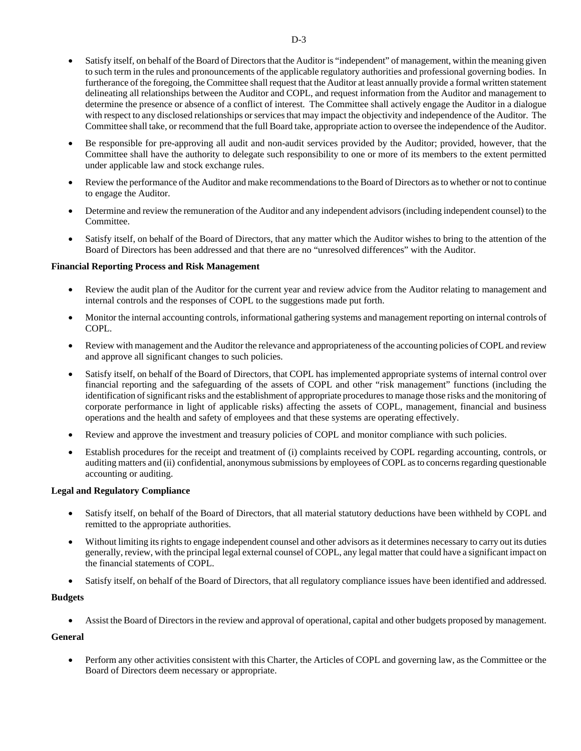- Satisfy itself, on behalf of the Board of Directors that the Auditor is "independent" of management, within the meaning given to such term in the rules and pronouncements of the applicable regulatory authorities and professional governing bodies. In furtherance of the foregoing, the Committee shall request that the Auditor at least annually provide a formal written statement delineating all relationships between the Auditor and COPL, and request information from the Auditor and management to determine the presence or absence of a conflict of interest. The Committee shall actively engage the Auditor in a dialogue with respect to any disclosed relationships or services that may impact the objectivity and independence of the Auditor. The Committee shall take, or recommend that the full Board take, appropriate action to oversee the independence of the Auditor.
- Be responsible for pre-approving all audit and non-audit services provided by the Auditor; provided, however, that the Committee shall have the authority to delegate such responsibility to one or more of its members to the extent permitted under applicable law and stock exchange rules.
- Review the performance of the Auditor and make recommendations to the Board of Directors as to whether or not to continue to engage the Auditor.
- Determine and review the remuneration of the Auditor and any independent advisors (including independent counsel) to the Committee.
- Satisfy itself, on behalf of the Board of Directors, that any matter which the Auditor wishes to bring to the attention of the Board of Directors has been addressed and that there are no "unresolved differences" with the Auditor.

**Financial Reporting Process and Risk Management**

- Review the audit plan of the Auditor for the current year and review advice from the Auditor relating to management and internal controls and the responses of COPL to the suggestions made put forth.
- Monitor the internal accounting controls, informational gathering systems and management reporting on internal controls of COPL.
- Review with management and the Auditor the relevance and appropriateness of the accounting policies of COPL and review and approve all significant changes to such policies.
- Satisfy itself, on behalf of the Board of Directors, that COPL has implemented appropriate systems of internal control over financial reporting and the safeguarding of the assets of COPL and other "risk management" functions (including the identification of significant risks and the establishment of appropriate procedures to manage those risks and the monitoring of corporate performance in light of applicable risks) affecting the assets of COPL, management, financial and business operations and the health and safety of employees and that these systems are operating effectively.
- Review and approve the investment and treasury policies of COPL and monitor compliance with such policies.
- Establish procedures for the receipt and treatment of (i) complaints received by COPL regarding accounting, controls, or auditing matters and (ii) confidential, anonymous submissions by employees of COPL as to concerns regarding questionable accounting or auditing.

**Legal and Regulatory Compliance**

- Satisfy itself, on behalf of the Board of Directors, that all material statutory deductions have been withheld by COPL and remitted to the appropriate authorities.
- Without limiting its rights to engage independent counsel and other advisors as it determines necessary to carry out its duties generally, review, with the principal legal external counsel of COPL, any legal matter that could have a significant impact on the financial statements of COPL.
- Satisfy itself, on behalf of the Board of Directors, that all regulatory compliance issues have been identified and addressed.

**Budgets**

- Assist the Board of Directors in the review and approval of operational, capital and other budgets proposed by management.

**General**

- Perform any other activities consistent with this Charter, the Articles of COPL and governing law, as the Committee or the Board of Directors deem necessary or appropriate.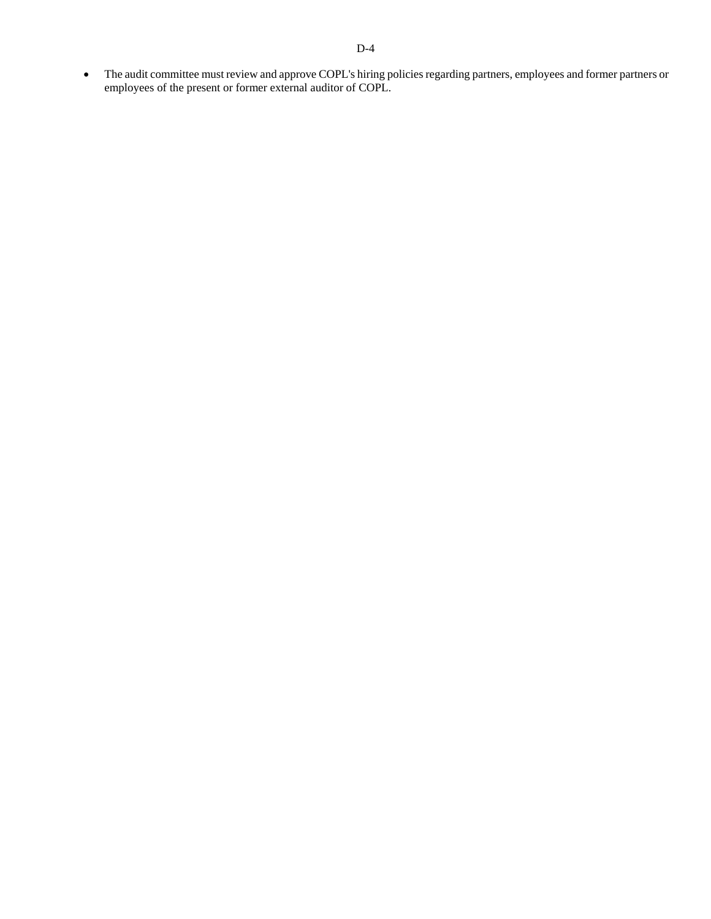- The audit committee must review and approve COPL's hiring policies regarding partners, employees and former partners or employees of the present or former external auditor of COPL.